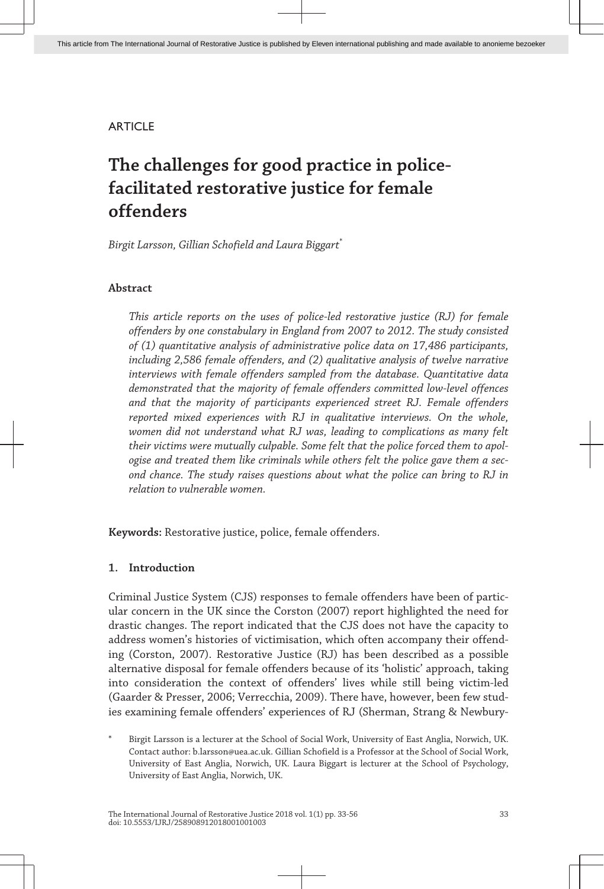ARTICLE

# The challenges for good practice in police-facilitated restorative justice for female offenders

*Birgit Larsson, Gillian Schofield and Laura Biggart*[*]

## Abstract

*This article reports on the uses of police-led restorative justice (RJ) for female offenders by one constabulary in England from 2007 to 2012. The study consisted of (1) quantitative analysis of administrative police data on 17,486 participants, including 2,586 female offenders, and (2) qualitative analysis of twelve narrative interviews with female offenders sampled from the database. Quantitative data demonstrated that the majority of female offenders committed low-level offences and that the majority of participants experienced street RJ. Female offenders reported mixed experiences with RJ in qualitative interviews. On the whole, women did not understand what RJ was, leading to complications as many felt their victims were mutually culpable. Some felt that the police forced them to apologise and treated them like criminals while others felt the police gave them a second chance. The study raises questions about what the police can bring to RJ in relation to vulnerable women.*

**Keywords:** Restorative justice, police, female offenders.

## 1. Introduction

Criminal Justice System (CJS) responses to female offenders have been of particular concern in the UK since the Corston (2007) report highlighted the need for drastic changes. The report indicated that the CJS does not have the capacity to address women's histories of victimisation, which often accompany their offending (Corston, 2007). Restorative Justice (RJ) has been described as a possible alternative disposal for female offenders because of its 'holistic' approach, taking into consideration the context of offenders' lives while still being victim-led (Gaarder & Presser, 2006; Verrecchia, 2009). There have, however, been few studies examining female offenders' experiences of RJ (Sherman, Strang & Newbury-

[*] Birgit Larsson is a lecturer at the School of Social Work, University of East Anglia, Norwich, UK. Contact author: b.larsson@uea.ac.uk. Gillian Schofield is a Professor at the School of Social Work, University of East Anglia, Norwich, UK. Laura Biggart is lecturer at the School of Psychology, University of East Anglia, Norwich, UK.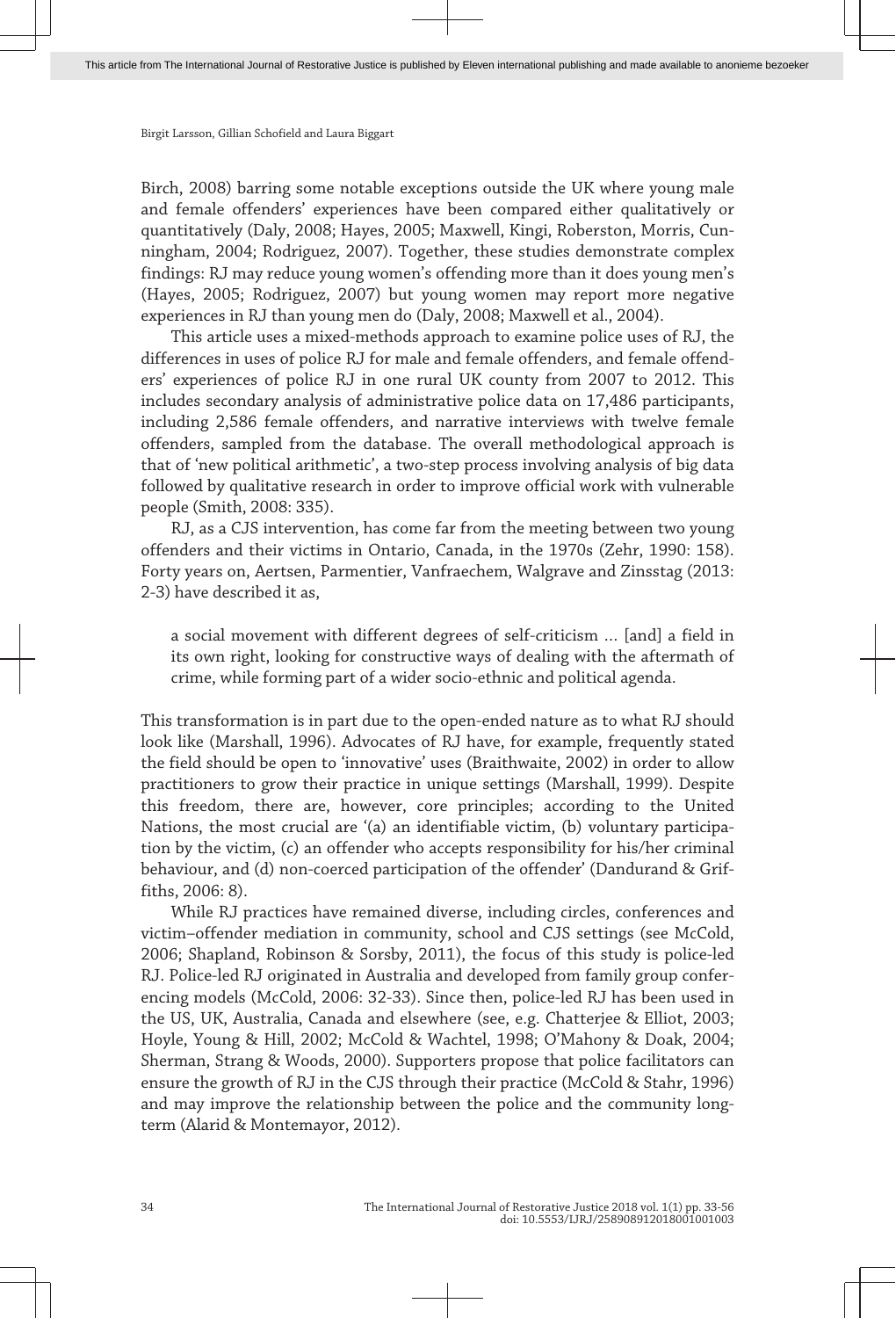Birch, 2008) barring some notable exceptions outside the UK where young male and female offenders' experiences have been compared either qualitatively or quantitatively (Daly, 2008; Hayes, 2005; Maxwell, Kingi, Roberston, Morris, Cunningham, 2004; Rodriguez, 2007). Together, these studies demonstrate complex findings: RJ may reduce young women's offending more than it does young men's (Hayes, 2005; Rodriguez, 2007) but young women may report more negative experiences in RJ than young men do (Daly, 2008; Maxwell et al., 2004).

This article uses a mixed-methods approach to examine police uses of RJ, the differences in uses of police RJ for male and female offenders, and female offenders' experiences of police RJ in one rural UK county from 2007 to 2012. This includes secondary analysis of administrative police data on 17,486 participants, including 2,586 female offenders, and narrative interviews with twelve female offenders, sampled from the database. The overall methodological approach is that of 'new political arithmetic', a two-step process involving analysis of big data followed by qualitative research in order to improve official work with vulnerable people (Smith, 2008: 335).

RJ, as a CJS intervention, has come far from the meeting between two young offenders and their victims in Ontario, Canada, in the 1970s (Zehr, 1990: 158). Forty years on, Aertsen, Parmentier, Vanfraechem, Walgrave and Zinsstag (2013: 2-3) have described it as,

> a social movement with different degrees of self-criticism … [and] a field in its own right, looking for constructive ways of dealing with the aftermath of crime, while forming part of a wider socio-ethnic and political agenda.

This transformation is in part due to the open-ended nature as to what RJ should look like (Marshall, 1996). Advocates of RJ have, for example, frequently stated the field should be open to 'innovative' uses (Braithwaite, 2002) in order to allow practitioners to grow their practice in unique settings (Marshall, 1999). Despite this freedom, there are, however, core principles; according to the United Nations, the most crucial are '(a) an identifiable victim, (b) voluntary participation by the victim, (c) an offender who accepts responsibility for his/her criminal behaviour, and (d) non-coerced participation of the offender' (Dandurand & Griffiths, 2006: 8).

While RJ practices have remained diverse, including circles, conferences and victim–offender mediation in community, school and CJS settings (see McCold, 2006; Shapland, Robinson & Sorsby, 2011), the focus of this study is police-led RJ. Police-led RJ originated in Australia and developed from family group conferencing models (McCold, 2006: 32-33). Since then, police-led RJ has been used in the US, UK, Australia, Canada and elsewhere (see, e.g. Chatterjee & Elliot, 2003; Hoyle, Young & Hill, 2002; McCold & Wachtel, 1998; O'Mahony & Doak, 2004; Sherman, Strang & Woods, 2000). Supporters propose that police facilitators can ensure the growth of RJ in the CJS through their practice (McCold & Stahr, 1996) and may improve the relationship between the police and the community long-term (Alarid & Montemayor, 2012).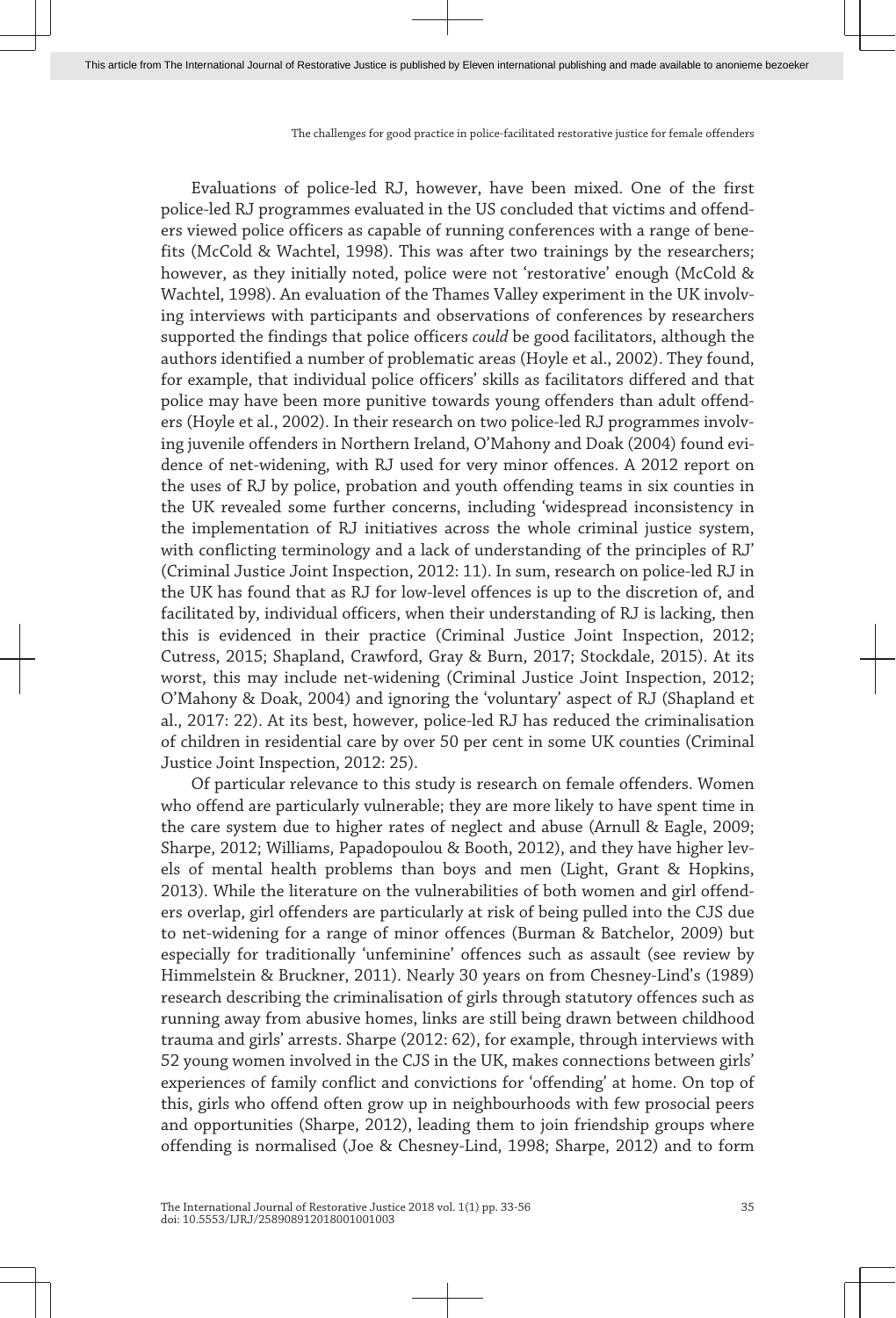Evaluations of police-led RJ, however, have been mixed. One of the first police-led RJ programmes evaluated in the US concluded that victims and offenders viewed police officers as capable of running conferences with a range of benefits (McCold & Wachtel, 1998). This was after two trainings by the researchers; however, as they initially noted, police were not 'restorative' enough (McCold & Wachtel, 1998). An evaluation of the Thames Valley experiment in the UK involving interviews with participants and observations of conferences by researchers supported the findings that police officers *could* be good facilitators, although the authors identified a number of problematic areas (Hoyle et al., 2002). They found, for example, that individual police officers' skills as facilitators differed and that police may have been more punitive towards young offenders than adult offenders (Hoyle et al., 2002). In their research on two police-led RJ programmes involving juvenile offenders in Northern Ireland, O'Mahony and Doak (2004) found evidence of net-widening, with RJ used for very minor offences. A 2012 report on the uses of RJ by police, probation and youth offending teams in six counties in the UK revealed some further concerns, including 'widespread inconsistency in the implementation of RJ initiatives across the whole criminal justice system, with conflicting terminology and a lack of understanding of the principles of RJ' (Criminal Justice Joint Inspection, 2012: 11). In sum, research on police-led RJ in the UK has found that as RJ for low-level offences is up to the discretion of, and facilitated by, individual officers, when their understanding of RJ is lacking, then this is evidenced in their practice (Criminal Justice Joint Inspection, 2012; Cutress, 2015; Shapland, Crawford, Gray & Burn, 2017; Stockdale, 2015). At its worst, this may include net-widening (Criminal Justice Joint Inspection, 2012; O'Mahony & Doak, 2004) and ignoring the 'voluntary' aspect of RJ (Shapland et al., 2017: 22). At its best, however, police-led RJ has reduced the criminalisation of children in residential care by over 50 per cent in some UK counties (Criminal Justice Joint Inspection, 2012: 25).

Of particular relevance to this study is research on female offenders. Women who offend are particularly vulnerable; they are more likely to have spent time in the care system due to higher rates of neglect and abuse (Arnull & Eagle, 2009; Sharpe, 2012; Williams, Papadopoulou & Booth, 2012), and they have higher levels of mental health problems than boys and men (Light, Grant & Hopkins, 2013). While the literature on the vulnerabilities of both women and girl offenders overlap, girl offenders are particularly at risk of being pulled into the CJS due to net-widening for a range of minor offences (Burman & Batchelor, 2009) but especially for traditionally 'unfeminine' offences such as assault (see review by Himmelstein & Bruckner, 2011). Nearly 30 years on from Chesney-Lind's (1989) research describing the criminalisation of girls through statutory offences such as running away from abusive homes, links are still being drawn between childhood trauma and girls' arrests. Sharpe (2012: 62), for example, through interviews with 52 young women involved in the CJS in the UK, makes connections between girls' experiences of family conflict and convictions for 'offending' at home. On top of this, girls who offend often grow up in neighbourhoods with few prosocial peers and opportunities (Sharpe, 2012), leading them to join friendship groups where offending is normalised (Joe & Chesney-Lind, 1998; Sharpe, 2012) and to form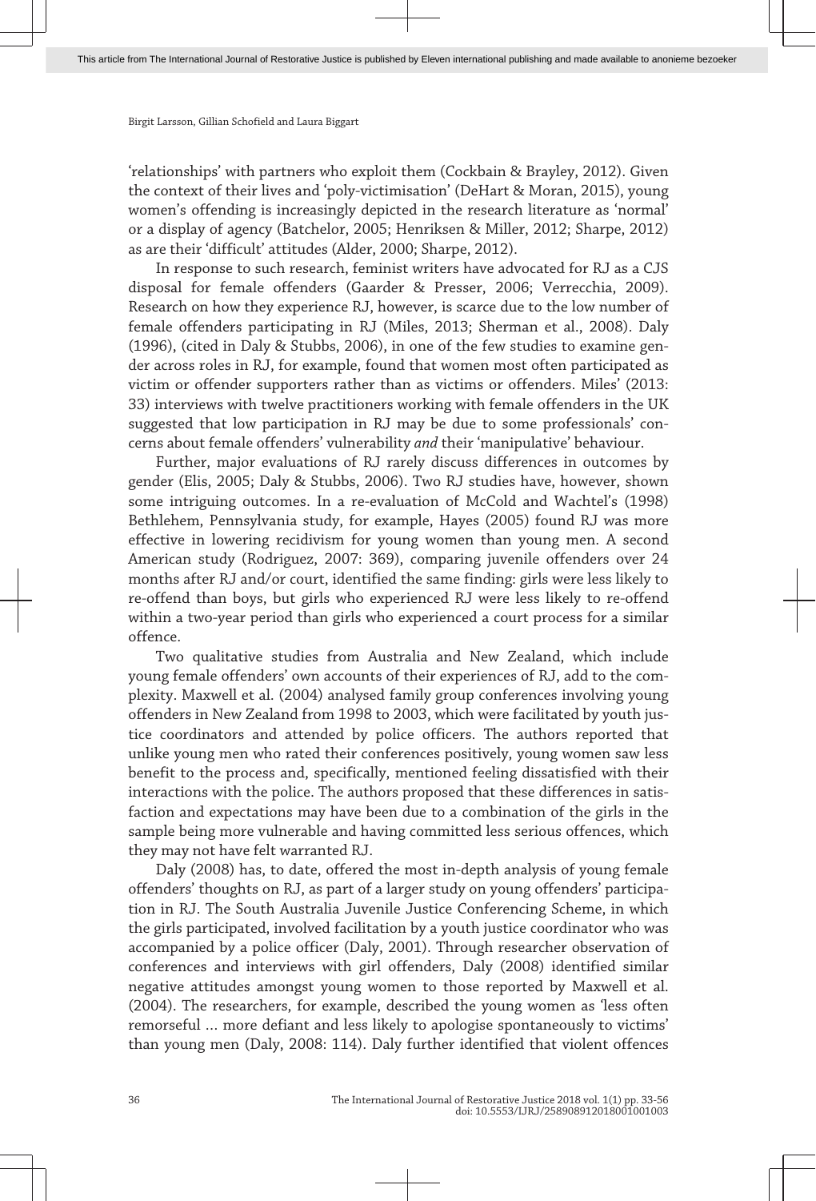'relationships' with partners who exploit them (Cockbain & Brayley, 2012). Given the context of their lives and 'poly-victimisation' (DeHart & Moran, 2015), young women's offending is increasingly depicted in the research literature as 'normal' or a display of agency (Batchelor, 2005; Henriksen & Miller, 2012; Sharpe, 2012) as are their 'difficult' attitudes (Alder, 2000; Sharpe, 2012).

In response to such research, feminist writers have advocated for RJ as a CJS disposal for female offenders (Gaarder & Presser, 2006; Verrecchia, 2009). Research on how they experience RJ, however, is scarce due to the low number of female offenders participating in RJ (Miles, 2013; Sherman et al., 2008). Daly (1996), (cited in Daly & Stubbs, 2006), in one of the few studies to examine gender across roles in RJ, for example, found that women most often participated as victim or offender supporters rather than as victims or offenders. Miles' (2013: 33) interviews with twelve practitioners working with female offenders in the UK suggested that low participation in RJ may be due to some professionals' concerns about female offenders' vulnerability *and* their 'manipulative' behaviour.

Further, major evaluations of RJ rarely discuss differences in outcomes by gender (Elis, 2005; Daly & Stubbs, 2006). Two RJ studies have, however, shown some intriguing outcomes. In a re-evaluation of McCold and Wachtel's (1998) Bethlehem, Pennsylvania study, for example, Hayes (2005) found RJ was more effective in lowering recidivism for young women than young men. A second American study (Rodriguez, 2007: 369), comparing juvenile offenders over 24 months after RJ and/or court, identified the same finding: girls were less likely to re-offend than boys, but girls who experienced RJ were less likely to re-offend within a two-year period than girls who experienced a court process for a similar offence.

Two qualitative studies from Australia and New Zealand, which include young female offenders' own accounts of their experiences of RJ, add to the complexity. Maxwell et al. (2004) analysed family group conferences involving young offenders in New Zealand from 1998 to 2003, which were facilitated by youth justice coordinators and attended by police officers. The authors reported that unlike young men who rated their conferences positively, young women saw less benefit to the process and, specifically, mentioned feeling dissatisfied with their interactions with the police. The authors proposed that these differences in satisfaction and expectations may have been due to a combination of the girls in the sample being more vulnerable and having committed less serious offences, which they may not have felt warranted RJ.

Daly (2008) has, to date, offered the most in-depth analysis of young female offenders' thoughts on RJ, as part of a larger study on young offenders' participation in RJ. The South Australia Juvenile Justice Conferencing Scheme, in which the girls participated, involved facilitation by a youth justice coordinator who was accompanied by a police officer (Daly, 2001). Through researcher observation of conferences and interviews with girl offenders, Daly (2008) identified similar negative attitudes amongst young women to those reported by Maxwell et al. (2004). The researchers, for example, described the young women as 'less often remorseful … more defiant and less likely to apologise spontaneously to victims' than young men (Daly, 2008: 114). Daly further identified that violent offences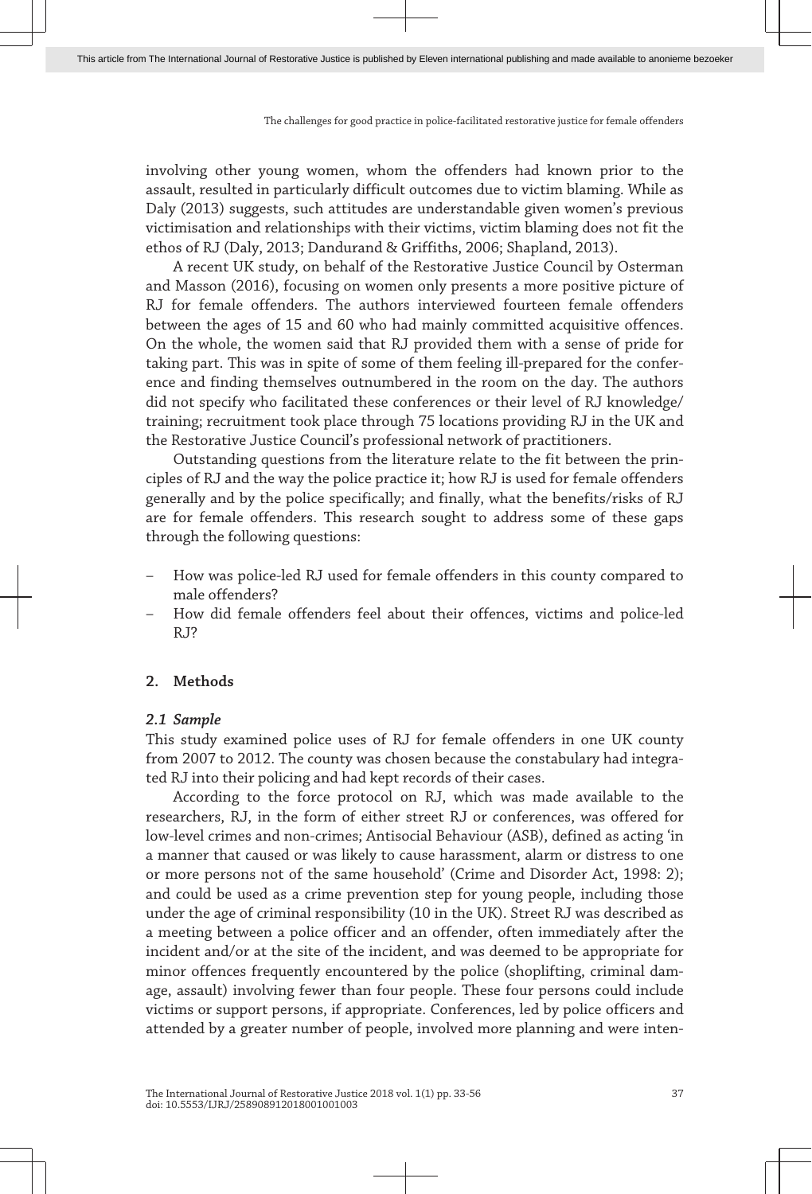involving other young women, whom the offenders had known prior to the assault, resulted in particularly difficult outcomes due to victim blaming. While as Daly (2013) suggests, such attitudes are understandable given women's previous victimisation and relationships with their victims, victim blaming does not fit the ethos of RJ (Daly, 2013; Dandurand & Griffiths, 2006; Shapland, 2013).

A recent UK study, on behalf of the Restorative Justice Council by Osterman and Masson (2016), focusing on women only presents a more positive picture of RJ for female offenders. The authors interviewed fourteen female offenders between the ages of 15 and 60 who had mainly committed acquisitive offences. On the whole, the women said that RJ provided them with a sense of pride for taking part. This was in spite of some of them feeling ill-prepared for the conference and finding themselves outnumbered in the room on the day. The authors did not specify who facilitated these conferences or their level of RJ knowledge/training; recruitment took place through 75 locations providing RJ in the UK and the Restorative Justice Council's professional network of practitioners.

Outstanding questions from the literature relate to the fit between the principles of RJ and the way the police practice it; how RJ is used for female offenders generally and by the police specifically; and finally, what the benefits/risks of RJ are for female offenders. This research sought to address some of these gaps through the following questions:

- How was police-led RJ used for female offenders in this county compared to male offenders?
- How did female offenders feel about their offences, victims and police-led RJ?

## 2. Methods

### *2.1 Sample*

This study examined police uses of RJ for female offenders in one UK county from 2007 to 2012. The county was chosen because the constabulary had integrated RJ into their policing and had kept records of their cases.

According to the force protocol on RJ, which was made available to the researchers, RJ, in the form of either street RJ or conferences, was offered for low-level crimes and non-crimes; Antisocial Behaviour (ASB), defined as acting 'in a manner that caused or was likely to cause harassment, alarm or distress to one or more persons not of the same household' (Crime and Disorder Act, 1998: 2); and could be used as a crime prevention step for young people, including those under the age of criminal responsibility (10 in the UK). Street RJ was described as a meeting between a police officer and an offender, often immediately after the incident and/or at the site of the incident, and was deemed to be appropriate for minor offences frequently encountered by the police (shoplifting, criminal damage, assault) involving fewer than four people. These four persons could include victims or support persons, if appropriate. Conferences, led by police officers and attended by a greater number of people, involved more planning and were inten-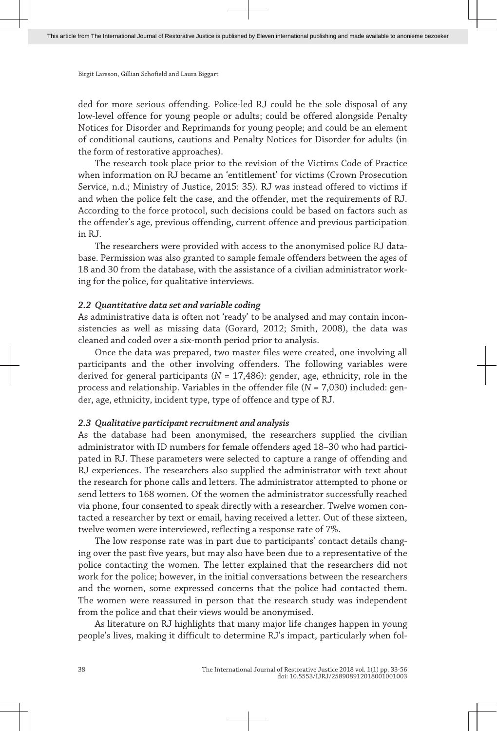ded for more serious offending. Police-led RJ could be the sole disposal of any low-level offence for young people or adults; could be offered alongside Penalty Notices for Disorder and Reprimands for young people; and could be an element of conditional cautions, cautions and Penalty Notices for Disorder for adults (in the form of restorative approaches).

The research took place prior to the revision of the Victims Code of Practice when information on RJ became an 'entitlement' for victims (Crown Prosecution Service, n.d.; Ministry of Justice, 2015: 35). RJ was instead offered to victims if and when the police felt the case, and the offender, met the requirements of RJ. According to the force protocol, such decisions could be based on factors such as the offender's age, previous offending, current offence and previous participation in RJ.

The researchers were provided with access to the anonymised police RJ database. Permission was also granted to sample female offenders between the ages of 18 and 30 from the database, with the assistance of a civilian administrator working for the police, for qualitative interviews.

### *2.2 Quantitative data set and variable coding*

As administrative data is often not 'ready' to be analysed and may contain inconsistencies as well as missing data (Gorard, 2012; Smith, 2008), the data was cleaned and coded over a six-month period prior to analysis.

Once the data was prepared, two master files were created, one involving all participants and the other involving offenders. The following variables were derived for general participants ($N$ = 17,486): gender, age, ethnicity, role in the process and relationship. Variables in the offender file ($N$ = 7,030) included: gender, age, ethnicity, incident type, type of offence and type of RJ.

### *2.3 Qualitative participant recruitment and analysis*

As the database had been anonymised, the researchers supplied the civilian administrator with ID numbers for female offenders aged 18–30 who had participated in RJ. These parameters were selected to capture a range of offending and RJ experiences. The researchers also supplied the administrator with text about the research for phone calls and letters. The administrator attempted to phone or send letters to 168 women. Of the women the administrator successfully reached via phone, four consented to speak directly with a researcher. Twelve women contacted a researcher by text or email, having received a letter. Out of these sixteen, twelve women were interviewed, reflecting a response rate of 7%.

The low response rate was in part due to participants' contact details changing over the past five years, but may also have been due to a representative of the police contacting the women. The letter explained that the researchers did not work for the police; however, in the initial conversations between the researchers and the women, some expressed concerns that the police had contacted them. The women were reassured in person that the research study was independent from the police and that their views would be anonymised.

As literature on RJ highlights that many major life changes happen in young people's lives, making it difficult to determine RJ's impact, particularly when fol-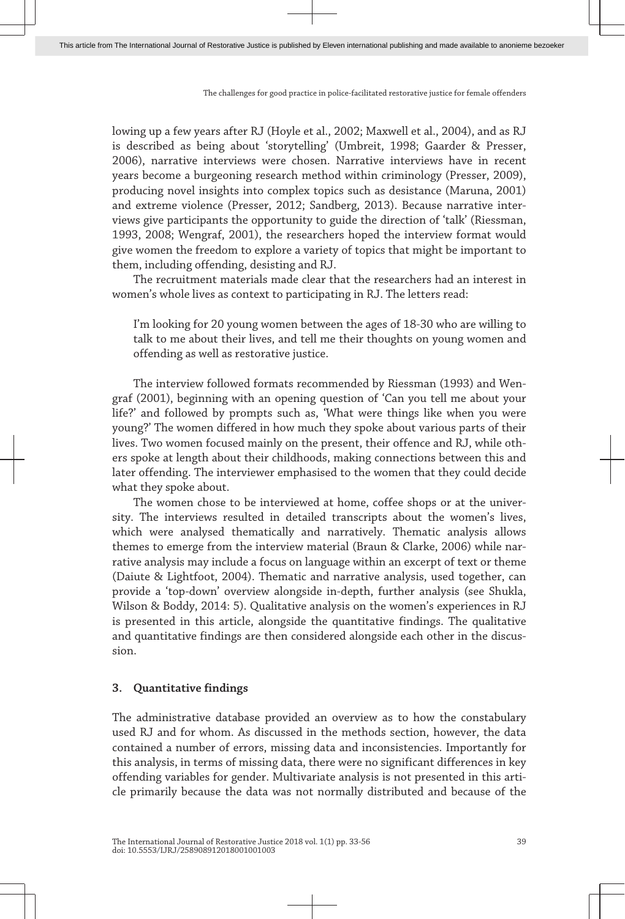lowing up a few years after RJ (Hoyle et al., 2002; Maxwell et al., 2004), and as RJ is described as being about 'storytelling' (Umbreit, 1998; Gaarder & Presser, 2006), narrative interviews were chosen. Narrative interviews have in recent years become a burgeoning research method within criminology (Presser, 2009), producing novel insights into complex topics such as desistance (Maruna, 2001) and extreme violence (Presser, 2012; Sandberg, 2013). Because narrative interviews give participants the opportunity to guide the direction of 'talk' (Riessman, 1993, 2008; Wengraf, 2001), the researchers hoped the interview format would give women the freedom to explore a variety of topics that might be important to them, including offending, desisting and RJ.

The recruitment materials made clear that the researchers had an interest in women's whole lives as context to participating in RJ. The letters read:

> I'm looking for 20 young women between the ages of 18-30 who are willing to talk to me about their lives, and tell me their thoughts on young women and offending as well as restorative justice.

The interview followed formats recommended by Riessman (1993) and Wengraf (2001), beginning with an opening question of 'Can you tell me about your life?' and followed by prompts such as, 'What were things like when you were young?' The women differed in how much they spoke about various parts of their lives. Two women focused mainly on the present, their offence and RJ, while others spoke at length about their childhoods, making connections between this and later offending. The interviewer emphasised to the women that they could decide what they spoke about.

The women chose to be interviewed at home, coffee shops or at the university. The interviews resulted in detailed transcripts about the women's lives, which were analysed thematically and narratively. Thematic analysis allows themes to emerge from the interview material (Braun & Clarke, 2006) while narrative analysis may include a focus on language within an excerpt of text or theme (Daiute & Lightfoot, 2004). Thematic and narrative analysis, used together, can provide a 'top-down' overview alongside in-depth, further analysis (see Shukla, Wilson & Boddy, 2014: 5). Qualitative analysis on the women's experiences in RJ is presented in this article, alongside the quantitative findings. The qualitative and quantitative findings are then considered alongside each other in the discussion.

## 3. Quantitative findings

The administrative database provided an overview as to how the constabulary used RJ and for whom. As discussed in the methods section, however, the data contained a number of errors, missing data and inconsistencies. Importantly for this analysis, in terms of missing data, there were no significant differences in key offending variables for gender. Multivariate analysis is not presented in this article primarily because the data was not normally distributed and because of the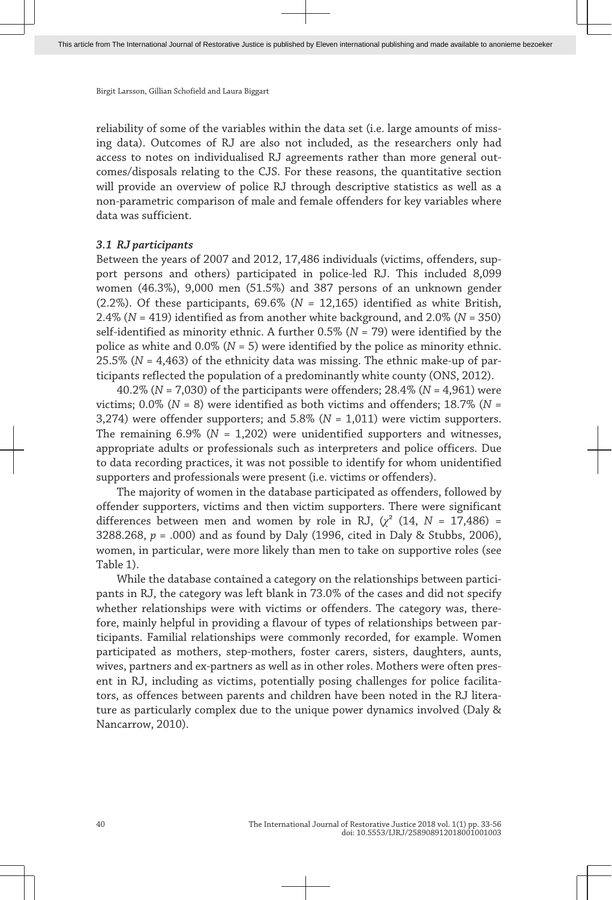reliability of some of the variables within the data set (i.e. large amounts of missing data). Outcomes of RJ are also not included, as the researchers only had access to notes on individualised RJ agreements rather than more general outcomes/disposals relating to the CJS. For these reasons, the quantitative section will provide an overview of police RJ through descriptive statistics as well as a non-parametric comparison of male and female offenders for key variables where data was sufficient.

### *3.1 RJ participants*

Between the years of 2007 and 2012, 17,486 individuals (victims, offenders, support persons and others) participated in police-led RJ. This included 8,099 women (46.3%), 9,000 men (51.5%) and 387 persons of an unknown gender (2.2%). Of these participants, 69.6% (*N* = 12,165) identified as white British, 2.4% (*N* = 419) identified as from another white background, and 2.0% (*N* = 350) self-identified as minority ethnic. A further 0.5% (*N* = 79) were identified by the police as white and 0.0% (*N* = 5) were identified by the police as minority ethnic. 25.5% (*N* = 4,463) of the ethnicity data was missing. The ethnic make-up of participants reflected the population of a predominantly white county (ONS, 2012).

40.2% (*N* = 7,030) of the participants were offenders; 28.4% (*N* = 4,961) were victims; 0.0% (*N* = 8) were identified as both victims and offenders; 18.7% (*N* = 3,274) were offender supporters; and 5.8% (*N* = 1,011) were victim supporters. The remaining 6.9% (*N* = 1,202) were unidentified supporters and witnesses, appropriate adults or professionals such as interpreters and police officers. Due to data recording practices, it was not possible to identify for whom unidentified supporters and professionals were present (i.e. victims or offenders).

The majority of women in the database participated as offenders, followed by offender supporters, victims and then victim supporters. There were significant differences between men and women by role in RJ, ($\chi^2$ (14, $N$ = 17,486) = 3288.268, $p$ = .000) and as found by Daly (1996, cited in Daly & Stubbs, 2006), women, in particular, were more likely than men to take on supportive roles (see Table 1).

While the database contained a category on the relationships between participants in RJ, the category was left blank in 73.0% of the cases and did not specify whether relationships were with victims or offenders. The category was, therefore, mainly helpful in providing a flavour of types of relationships between participants. Familial relationships were commonly recorded, for example. Women participated as mothers, step-mothers, foster carers, sisters, daughters, aunts, wives, partners and ex-partners as well as in other roles. Mothers were often present in RJ, including as victims, potentially posing challenges for police facilitators, as offences between parents and children have been noted in the RJ literature as particularly complex due to the unique power dynamics involved (Daly & Nancarrow, 2010).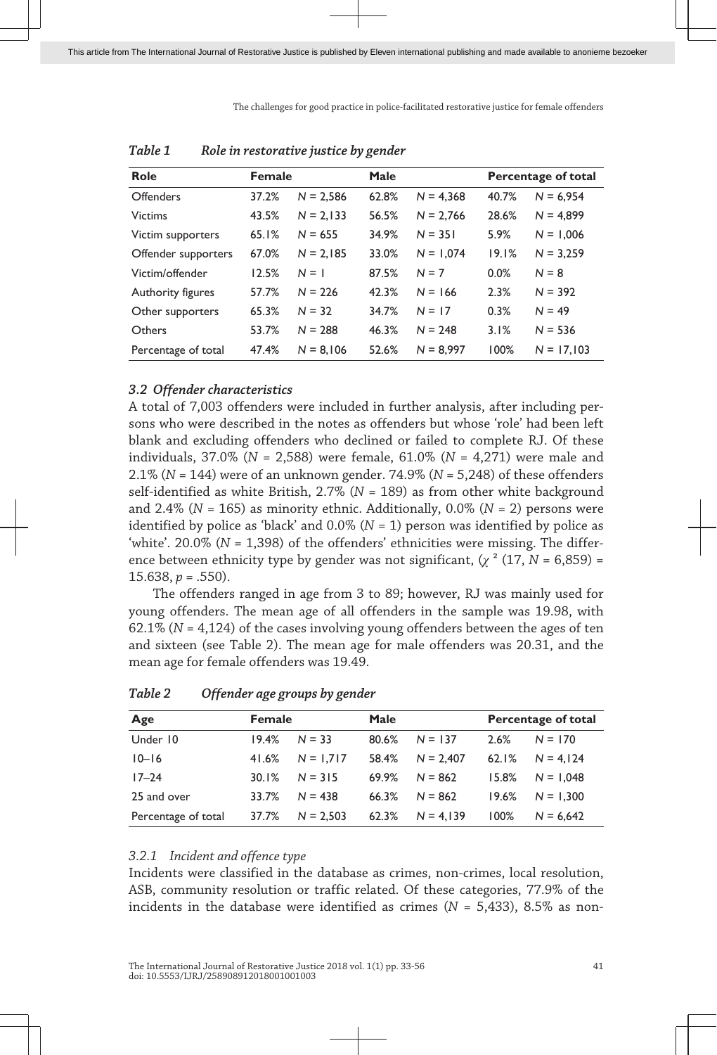*Table 1 Role in restorative justice by gender*

| Role | Female | | Male | | Percentage of total | |
|---|---|---|---|---|---|---|
| Offenders | 37.2% | $N$ = 2,586 | 62.8% | $N$ = 4,368 | 40.7% | $N$ = 6,954 |
| Victims | 43.5% | $N$ = 2,133 | 56.5% | $N$ = 2,766 | 28.6% | $N$ = 4,899 |
| Victim supporters | 65.1% | $N$ = 655 | 34.9% | $N$ = 351 | 5.9% | $N$ = 1,006 |
| Offender supporters | 67.0% | $N$ = 2,185 | 33.0% | $N$ = 1,074 | 19.1% | $N$ = 3,259 |
| Victim/offender | 12.5% | $N$ = 1 | 87.5% | $N$ = 7 | 0.0% | $N$ = 8 |
| Authority figures | 57.7% | $N$ = 226 | 42.3% | $N$ = 166 | 2.3% | $N$ = 392 |
| Other supporters | 65.3% | $N$ = 32 | 34.7% | $N$ = 17 | 0.3% | $N$ = 49 |
| Others | 53.7% | $N$ = 288 | 46.3% | $N$ = 248 | 3.1% | $N$ = 536 |
| Percentage of total | 47.4% | $N$ = 8,106 | 52.6% | $N$ = 8,997 | 100% | $N$ = 17,103 |

### *3.2 Offender characteristics*

A total of 7,003 offenders were included in further analysis, after including persons who were described in the notes as offenders but whose 'role' had been left blank and excluding offenders who declined or failed to complete RJ. Of these individuals, 37.0% ($N$ = 2,588) were female, 61.0% ($N$ = 4,271) were male and 2.1% ($N$ = 144) were of an unknown gender. 74.9% ($N$ = 5,248) of these offenders self-identified as white British, 2.7% ($N$ = 189) as from other white background and 2.4% ($N$ = 165) as minority ethnic. Additionally, 0.0% ($N$ = 2) persons were identified by police as 'black' and 0.0% ($N$ = 1) person was identified by police as 'white'. 20.0% ($N$ = 1,398) of the offenders' ethnicities were missing. The difference between ethnicity type by gender was not significant, ($\chi^2$ (17, $N$ = 6,859) = 15.638, $p$ = .550).

The offenders ranged in age from 3 to 89; however, RJ was mainly used for young offenders. The mean age of all offenders in the sample was 19.98, with 62.1% ($N$ = 4,124) of the cases involving young offenders between the ages of ten and sixteen (see Table 2). The mean age for male offenders was 20.31, and the mean age for female offenders was 19.49.

*Table 2 Offender age groups by gender*

| Age | Female | | Male | | Percentage of total | |
|---|---|---|---|---|---|---|
| Under 10 | 19.4% | $N$ = 33 | 80.6% | $N$ = 137 | 2.6% | $N$ = 170 |
| 10–16 | 41.6% | $N$ = 1,717 | 58.4% | $N$ = 2,407 | 62.1% | $N$ = 4,124 |
| 17–24 | 30.1% | $N$ = 315 | 69.9% | $N$ = 862 | 15.8% | $N$ = 1,048 |
| 25 and over | 33.7% | $N$ = 438 | 66.3% | $N$ = 862 | 19.6% | $N$ = 1,300 |
| Percentage of total | 37.7% | $N$ = 2,503 | 62.3% | $N$ = 4,139 | 100% | $N$ = 6,642 |

#### *3.2.1 Incident and offence type*

Incidents were classified in the database as crimes, non-crimes, local resolution, ASB, community resolution or traffic related. Of these categories, 77.9% of the incidents in the database were identified as crimes ($N$ = 5,433), 8.5% as non-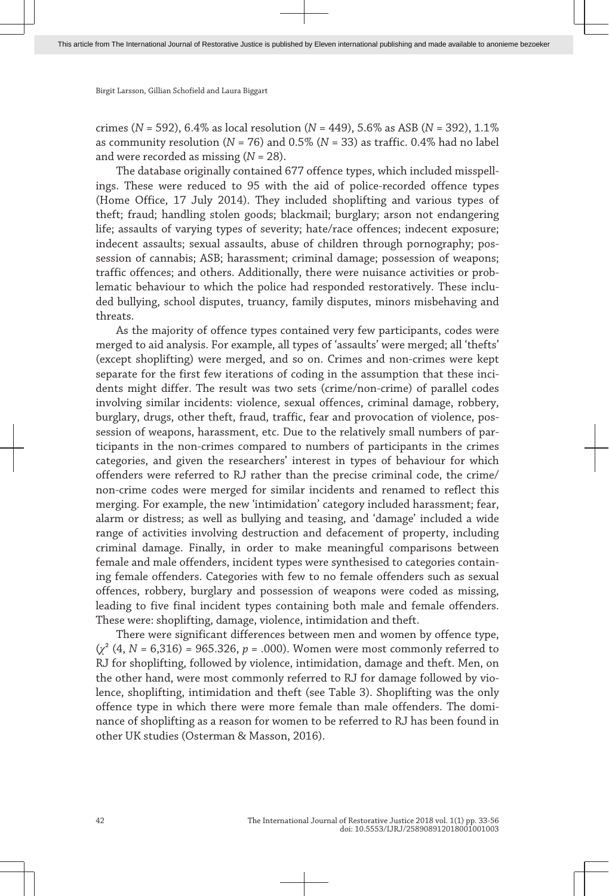crimes (*N* = 592), 6.4% as local resolution (*N* = 449), 5.6% as ASB (*N* = 392), 1.1% as community resolution (*N* = 76) and 0.5% (*N* = 33) as traffic. 0.4% had no label and were recorded as missing (*N* = 28).

The database originally contained 677 offence types, which included misspellings. These were reduced to 95 with the aid of police-recorded offence types (Home Office, 17 July 2014). They included shoplifting and various types of theft; fraud; handling stolen goods; blackmail; burglary; arson not endangering life; assaults of varying types of severity; hate/race offences; indecent exposure; indecent assaults; sexual assaults, abuse of children through pornography; possession of cannabis; ASB; harassment; criminal damage; possession of weapons; traffic offences; and others. Additionally, there were nuisance activities or problematic behaviour to which the police had responded restoratively. These included bullying, school disputes, truancy, family disputes, minors misbehaving and threats.

As the majority of offence types contained very few participants, codes were merged to aid analysis. For example, all types of 'assaults' were merged; all 'thefts' (except shoplifting) were merged, and so on. Crimes and non-crimes were kept separate for the first few iterations of coding in the assumption that these incidents might differ. The result was two sets (crime/non-crime) of parallel codes involving similar incidents: violence, sexual offences, criminal damage, robbery, burglary, drugs, other theft, fraud, traffic, fear and provocation of violence, possession of weapons, harassment, etc. Due to the relatively small numbers of participants in the non-crimes compared to numbers of participants in the crimes categories, and given the researchers' interest in types of behaviour for which offenders were referred to RJ rather than the precise criminal code, the crime/non-crime codes were merged for similar incidents and renamed to reflect this merging. For example, the new 'intimidation' category included harassment; fear, alarm or distress; as well as bullying and teasing, and 'damage' included a wide range of activities involving destruction and defacement of property, including criminal damage. Finally, in order to make meaningful comparisons between female and male offenders, incident types were synthesised to categories containing female offenders. Categories with few to no female offenders such as sexual offences, robbery, burglary and possession of weapons were coded as missing, leading to five final incident types containing both male and female offenders. These were: shoplifting, damage, violence, intimidation and theft.

There were significant differences between men and women by offence type, ($\chi^2$ (4, *N* = 6,316) = 965.326, *p* = .000). Women were most commonly referred to RJ for shoplifting, followed by violence, intimidation, damage and theft. Men, on the other hand, were most commonly referred to RJ for damage followed by violence, shoplifting, intimidation and theft (see Table 3). Shoplifting was the only offence type in which there were more female than male offenders. The dominance of shoplifting as a reason for women to be referred to RJ has been found in other UK studies (Osterman & Masson, 2016).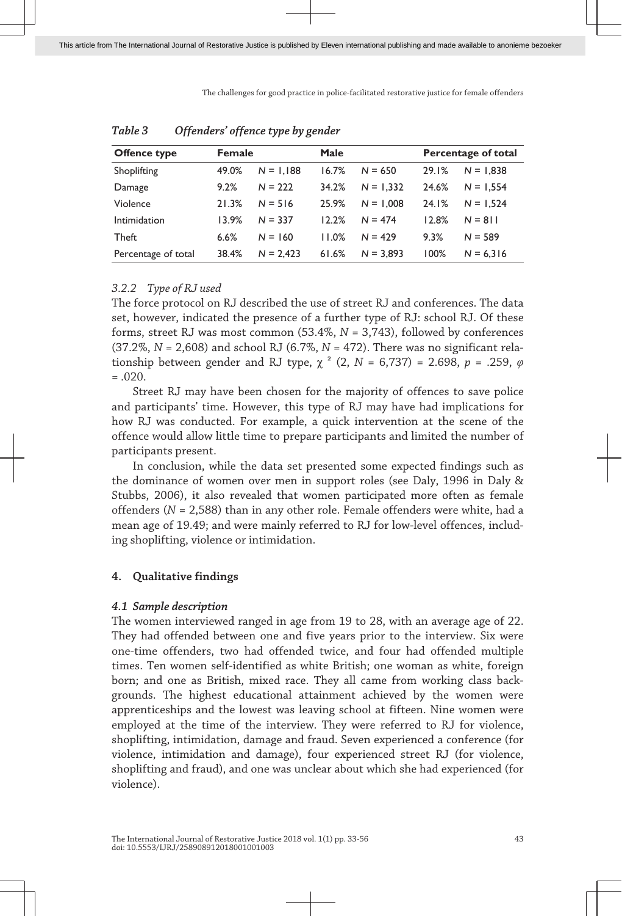*Table 3 Offenders' offence type by gender*

| Offence type | Female | | Male | | Percentage of total | |
|---|---|---|---|---|---|---|
| Shoplifting | 49.0% | *N* = 1,188 | 16.7% | *N* = 650 | 29.1% | *N* = 1,838 |
| Damage | 9.2% | *N* = 222 | 34.2% | *N* = 1,332 | 24.6% | *N* = 1,554 |
| Violence | 21.3% | *N* = 516 | 25.9% | *N* = 1,008 | 24.1% | *N* = 1,524 |
| Intimidation | 13.9% | *N* = 337 | 12.2% | *N* = 474 | 12.8% | *N* = 811 |
| Theft | 6.6% | *N* = 160 | 11.0% | *N* = 429 | 9.3% | *N* = 589 |
| Percentage of total | 38.4% | *N* = 2,423 | 61.6% | *N* = 3,893 | 100% | *N* = 6,316 |

### *3.2.2 Type of RJ used*

The force protocol on RJ described the use of street RJ and conferences. The data set, however, indicated the presence of a further type of RJ: school RJ. Of these forms, street RJ was most common (53.4%, *N* = 3,743), followed by conferences (37.2%, *N* = 2,608) and school RJ (6.7%, *N* = 472). There was no significant relationship between gender and RJ type, $\chi^2$ (2, *N* = 6,737) = 2.698, *p* = .259, $\varphi$ = .020.

Street RJ may have been chosen for the majority of offences to save police and participants' time. However, this type of RJ may have had implications for how RJ was conducted. For example, a quick intervention at the scene of the offence would allow little time to prepare participants and limited the number of participants present.

In conclusion, while the data set presented some expected findings such as the dominance of women over men in support roles (see Daly, 1996 in Daly & Stubbs, 2006), it also revealed that women participated more often as female offenders (*N* = 2,588) than in any other role. Female offenders were white, had a mean age of 19.49; and were mainly referred to RJ for low-level offences, including shoplifting, violence or intimidation.

## 4. Qualitative findings

### *4.1 Sample description*

The women interviewed ranged in age from 19 to 28, with an average age of 22. They had offended between one and five years prior to the interview. Six were one-time offenders, two had offended twice, and four had offended multiple times. Ten women self-identified as white British; one woman as white, foreign born; and one as British, mixed race. They all came from working class backgrounds. The highest educational attainment achieved by the women were apprenticeships and the lowest was leaving school at fifteen. Nine women were employed at the time of the interview. They were referred to RJ for violence, shoplifting, intimidation, damage and fraud. Seven experienced a conference (for violence, intimidation and damage), four experienced street RJ (for violence, shoplifting and fraud), and one was unclear about which she had experienced (for violence).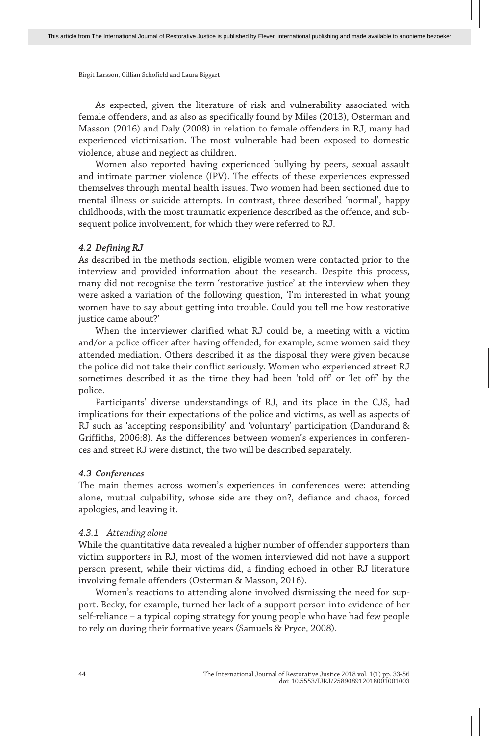As expected, given the literature of risk and vulnerability associated with female offenders, and as also as specifically found by Miles (2013), Osterman and Masson (2016) and Daly (2008) in relation to female offenders in RJ, many had experienced victimisation. The most vulnerable had been exposed to domestic violence, abuse and neglect as children.

Women also reported having experienced bullying by peers, sexual assault and intimate partner violence (IPV). The effects of these experiences expressed themselves through mental health issues. Two women had been sectioned due to mental illness or suicide attempts. In contrast, three described 'normal', happy childhoods, with the most traumatic experience described as the offence, and subsequent police involvement, for which they were referred to RJ.

### *4.2 Defining RJ*

As described in the methods section, eligible women were contacted prior to the interview and provided information about the research. Despite this process, many did not recognise the term 'restorative justice' at the interview when they were asked a variation of the following question, 'I'm interested in what young women have to say about getting into trouble. Could you tell me how restorative justice came about?'

When the interviewer clarified what RJ could be, a meeting with a victim and/or a police officer after having offended, for example, some women said they attended mediation. Others described it as the disposal they were given because the police did not take their conflict seriously. Women who experienced street RJ sometimes described it as the time they had been 'told off' or 'let off' by the police.

Participants' diverse understandings of RJ, and its place in the CJS, had implications for their expectations of the police and victims, as well as aspects of RJ such as 'accepting responsibility' and 'voluntary' participation (Dandurand & Griffiths, 2006:8). As the differences between women's experiences in conferences and street RJ were distinct, the two will be described separately.

### *4.3 Conferences*

The main themes across women's experiences in conferences were: attending alone, mutual culpability, whose side are they on?, defiance and chaos, forced apologies, and leaving it.

#### *4.3.1 Attending alone*

While the quantitative data revealed a higher number of offender supporters than victim supporters in RJ, most of the women interviewed did not have a support person present, while their victims did, a finding echoed in other RJ literature involving female offenders (Osterman & Masson, 2016).

Women's reactions to attending alone involved dismissing the need for support. Becky, for example, turned her lack of a support person into evidence of her self-reliance – a typical coping strategy for young people who have had few people to rely on during their formative years (Samuels & Pryce, 2008).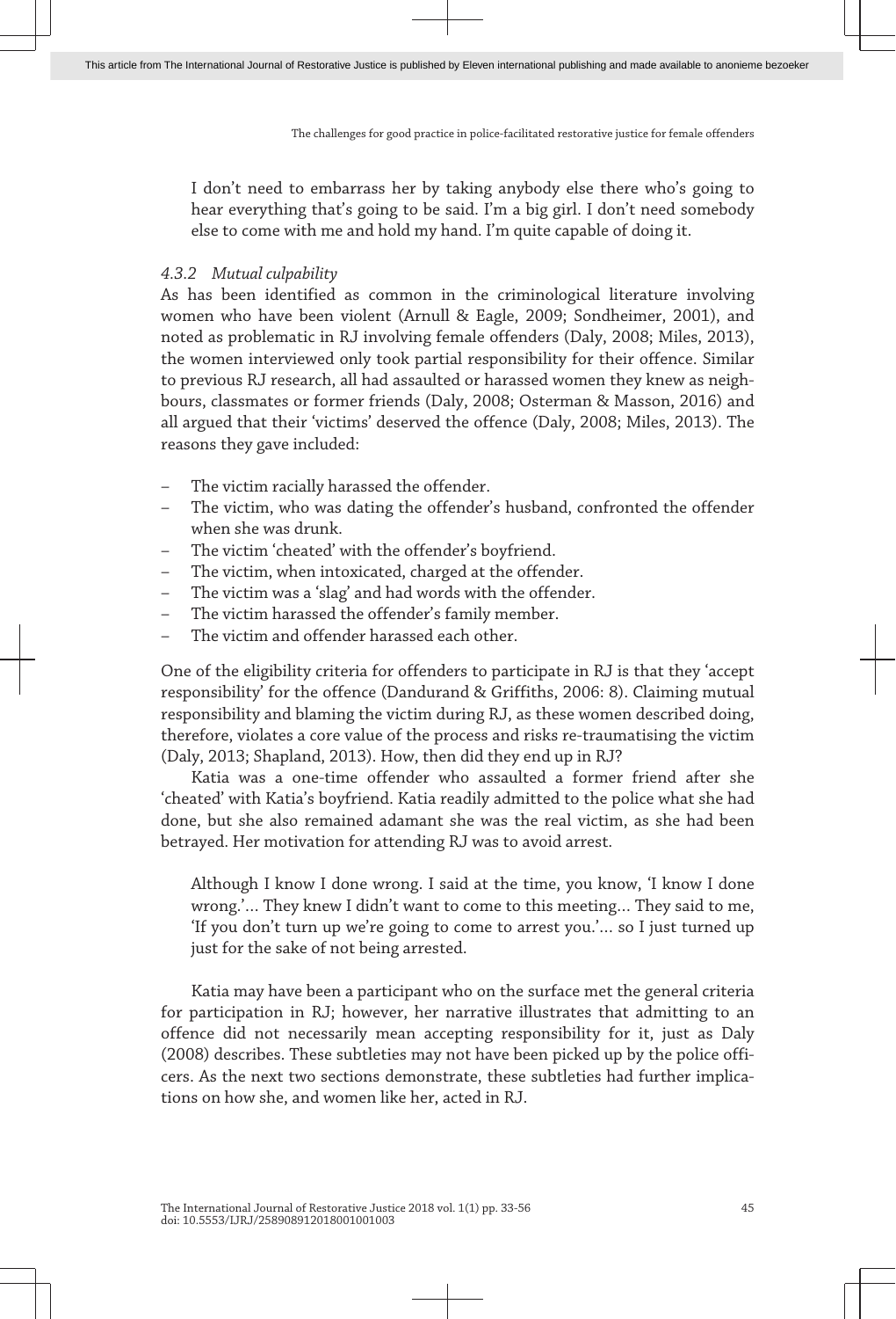I don't need to embarrass her by taking anybody else there who's going to hear everything that's going to be said. I'm a big girl. I don't need somebody else to come with me and hold my hand. I'm quite capable of doing it.

#### *4.3.2 Mutual culpability*

As has been identified as common in the criminological literature involving women who have been violent (Arnull & Eagle, 2009; Sondheimer, 2001), and noted as problematic in RJ involving female offenders (Daly, 2008; Miles, 2013), the women interviewed only took partial responsibility for their offence. Similar to previous RJ research, all had assaulted or harassed women they knew as neighbours, classmates or former friends (Daly, 2008; Osterman & Masson, 2016) and all argued that their 'victims' deserved the offence (Daly, 2008; Miles, 2013). The reasons they gave included:

- The victim racially harassed the offender.
- The victim, who was dating the offender's husband, confronted the offender when she was drunk.
- The victim 'cheated' with the offender's boyfriend.
- The victim, when intoxicated, charged at the offender.
- The victim was a 'slag' and had words with the offender.
- The victim harassed the offender's family member.
- The victim and offender harassed each other.

One of the eligibility criteria for offenders to participate in RJ is that they 'accept responsibility' for the offence (Dandurand & Griffiths, 2006: 8). Claiming mutual responsibility and blaming the victim during RJ, as these women described doing, therefore, violates a core value of the process and risks re-traumatising the victim (Daly, 2013; Shapland, 2013). How, then did they end up in RJ?

Katia was a one-time offender who assaulted a former friend after she 'cheated' with Katia's boyfriend. Katia readily admitted to the police what she had done, but she also remained adamant she was the real victim, as she had been betrayed. Her motivation for attending RJ was to avoid arrest.

> Although I know I done wrong. I said at the time, you know, 'I know I done wrong.'… They knew I didn't want to come to this meeting… They said to me, 'If you don't turn up we're going to come to arrest you.'… so I just turned up just for the sake of not being arrested.

Katia may have been a participant who on the surface met the general criteria for participation in RJ; however, her narrative illustrates that admitting to an offence did not necessarily mean accepting responsibility for it, just as Daly (2008) describes. These subtleties may not have been picked up by the police officers. As the next two sections demonstrate, these subtleties had further implications on how she, and women like her, acted in RJ.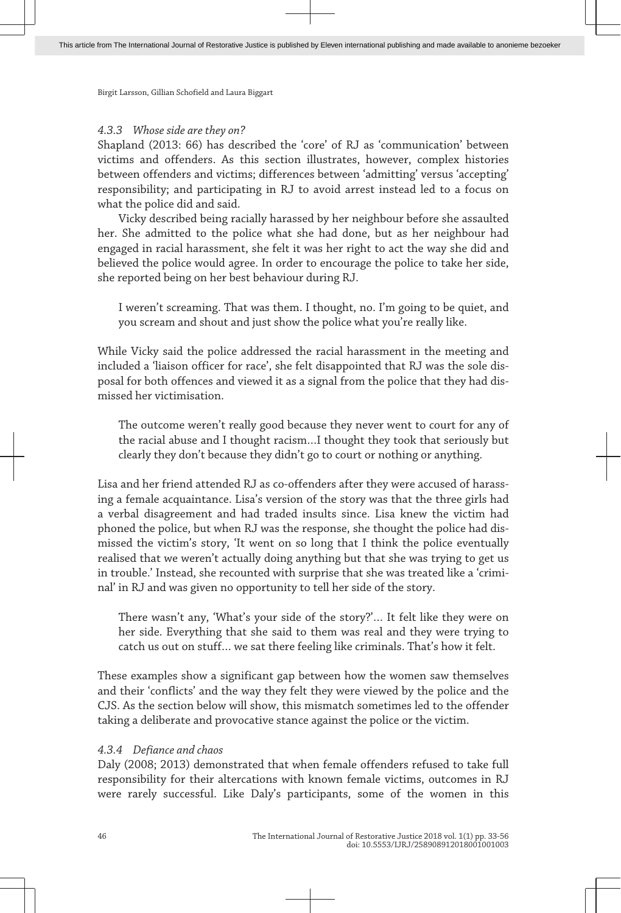#### *4.3.3 Whose side are they on?*

Shapland (2013: 66) has described the 'core' of RJ as 'communication' between victims and offenders. As this section illustrates, however, complex histories between offenders and victims; differences between 'admitting' versus 'accepting' responsibility; and participating in RJ to avoid arrest instead led to a focus on what the police did and said.

Vicky described being racially harassed by her neighbour before she assaulted her. She admitted to the police what she had done, but as her neighbour had engaged in racial harassment, she felt it was her right to act the way she did and believed the police would agree. In order to encourage the police to take her side, she reported being on her best behaviour during RJ.

> I weren't screaming. That was them. I thought, no. I'm going to be quiet, and you scream and shout and just show the police what you're really like.

While Vicky said the police addressed the racial harassment in the meeting and included a 'liaison officer for race', she felt disappointed that RJ was the sole disposal for both offences and viewed it as a signal from the police that they had dismissed her victimisation.

> The outcome weren't really good because they never went to court for any of the racial abuse and I thought racism…I thought they took that seriously but clearly they don't because they didn't go to court or nothing or anything.

Lisa and her friend attended RJ as co-offenders after they were accused of harassing a female acquaintance. Lisa's version of the story was that the three girls had a verbal disagreement and had traded insults since. Lisa knew the victim had phoned the police, but when RJ was the response, she thought the police had dismissed the victim's story, 'It went on so long that I think the police eventually realised that we weren't actually doing anything but that she was trying to get us in trouble.' Instead, she recounted with surprise that she was treated like a 'criminal' in RJ and was given no opportunity to tell her side of the story.

> There wasn't any, 'What's your side of the story?'… It felt like they were on her side. Everything that she said to them was real and they were trying to catch us out on stuff… we sat there feeling like criminals. That's how it felt.

These examples show a significant gap between how the women saw themselves and their 'conflicts' and the way they felt they were viewed by the police and the CJS. As the section below will show, this mismatch sometimes led to the offender taking a deliberate and provocative stance against the police or the victim.

#### *4.3.4 Defiance and chaos*

Daly (2008; 2013) demonstrated that when female offenders refused to take full responsibility for their altercations with known female victims, outcomes in RJ were rarely successful. Like Daly's participants, some of the women in this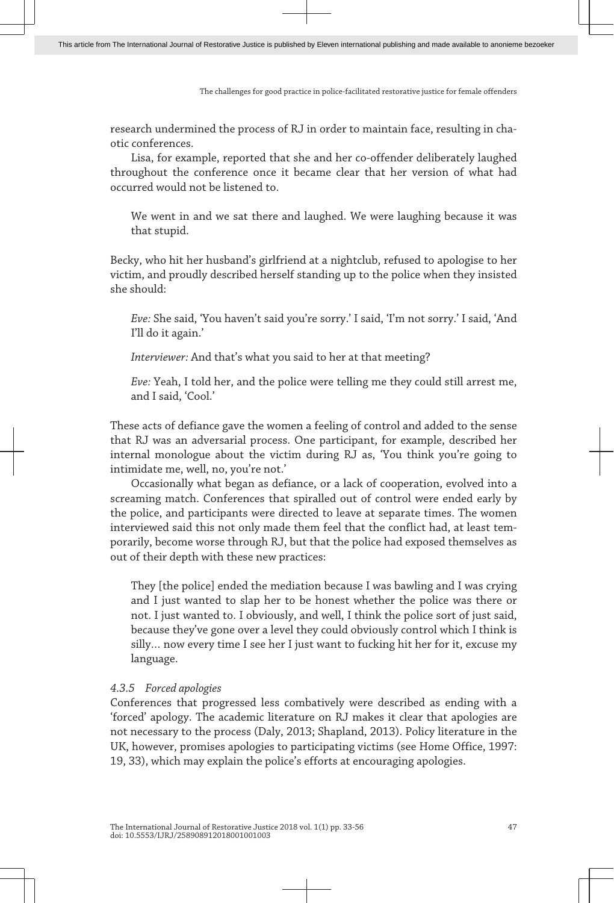research undermined the process of RJ in order to maintain face, resulting in chaotic conferences.

Lisa, for example, reported that she and her co-offender deliberately laughed throughout the conference once it became clear that her version of what had occurred would not be listened to.

> We went in and we sat there and laughed. We were laughing because it was that stupid.

Becky, who hit her husband's girlfriend at a nightclub, refused to apologise to her victim, and proudly described herself standing up to the police when they insisted she should:

> *Eve:* She said, 'You haven't said you're sorry.' I said, 'I'm not sorry.' I said, 'And I'll do it again.'
>
> *Interviewer:* And that's what you said to her at that meeting?
>
> *Eve:* Yeah, I told her, and the police were telling me they could still arrest me, and I said, 'Cool.'

These acts of defiance gave the women a feeling of control and added to the sense that RJ was an adversarial process. One participant, for example, described her internal monologue about the victim during RJ as, 'You think you're going to intimidate me, well, no, you're not.'

Occasionally what began as defiance, or a lack of cooperation, evolved into a screaming match. Conferences that spiralled out of control were ended early by the police, and participants were directed to leave at separate times. The women interviewed said this not only made them feel that the conflict had, at least temporarily, become worse through RJ, but that the police had exposed themselves as out of their depth with these new practices:

> They [the police] ended the mediation because I was bawling and I was crying and I just wanted to slap her to be honest whether the police was there or not. I just wanted to. I obviously, and well, I think the police sort of just said, because they've gone over a level they could obviously control which I think is silly… now every time I see her I just want to fucking hit her for it, excuse my language.

#### *4.3.5 Forced apologies*

Conferences that progressed less combatively were described as ending with a 'forced' apology. The academic literature on RJ makes it clear that apologies are not necessary to the process (Daly, 2013; Shapland, 2013). Policy literature in the UK, however, promises apologies to participating victims (see Home Office, 1997: 19, 33), which may explain the police's efforts at encouraging apologies.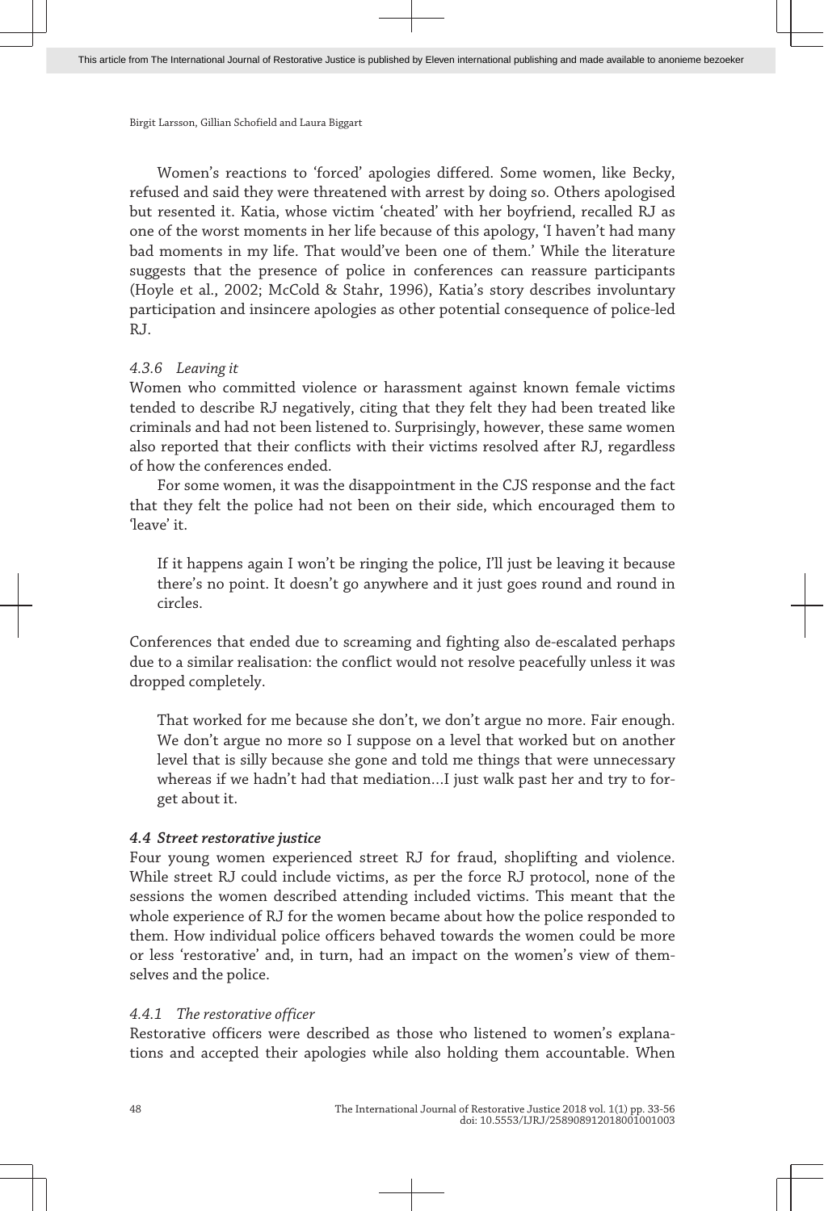Women's reactions to 'forced' apologies differed. Some women, like Becky, refused and said they were threatened with arrest by doing so. Others apologised but resented it. Katia, whose victim 'cheated' with her boyfriend, recalled RJ as one of the worst moments in her life because of this apology, 'I haven't had many bad moments in my life. That would've been one of them.' While the literature suggests that the presence of police in conferences can reassure participants (Hoyle et al., 2002; McCold & Stahr, 1996), Katia's story describes involuntary participation and insincere apologies as other potential consequence of police-led RJ.

#### *4.3.6 Leaving it*

Women who committed violence or harassment against known female victims tended to describe RJ negatively, citing that they felt they had been treated like criminals and had not been listened to. Surprisingly, however, these same women also reported that their conflicts with their victims resolved after RJ, regardless of how the conferences ended.

For some women, it was the disappointment in the CJS response and the fact that they felt the police had not been on their side, which encouraged them to 'leave' it.

> If it happens again I won't be ringing the police, I'll just be leaving it because there's no point. It doesn't go anywhere and it just goes round and round in circles.

Conferences that ended due to screaming and fighting also de-escalated perhaps due to a similar realisation: the conflict would not resolve peacefully unless it was dropped completely.

> That worked for me because she don't, we don't argue no more. Fair enough. We don't argue no more so I suppose on a level that worked but on another level that is silly because she gone and told me things that were unnecessary whereas if we hadn't had that mediation…I just walk past her and try to forget about it.

### *4.4 Street restorative justice*

Four young women experienced street RJ for fraud, shoplifting and violence. While street RJ could include victims, as per the force RJ protocol, none of the sessions the women described attending included victims. This meant that the whole experience of RJ for the women became about how the police responded to them. How individual police officers behaved towards the women could be more or less 'restorative' and, in turn, had an impact on the women's view of themselves and the police.

#### *4.4.1 The restorative officer*

Restorative officers were described as those who listened to women's explanations and accepted their apologies while also holding them accountable. When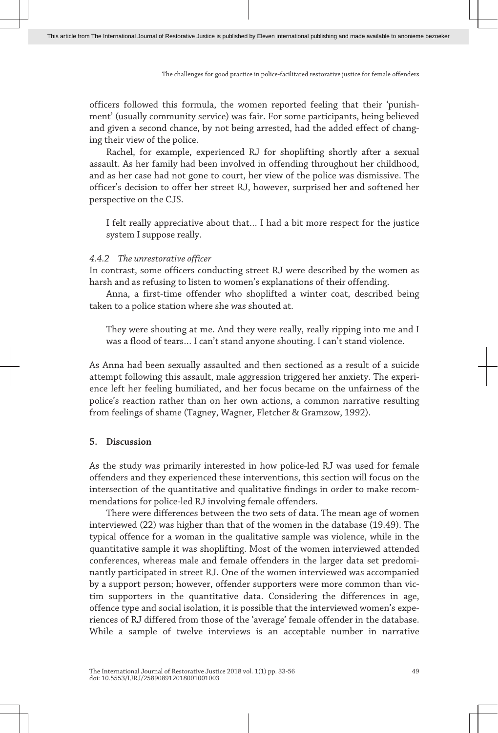officers followed this formula, the women reported feeling that their 'punishment' (usually community service) was fair. For some participants, being believed and given a second chance, by not being arrested, had the added effect of changing their view of the police.

Rachel, for example, experienced RJ for shoplifting shortly after a sexual assault. As her family had been involved in offending throughout her childhood, and as her case had not gone to court, her view of the police was dismissive. The officer's decision to offer her street RJ, however, surprised her and softened her perspective on the CJS.

> I felt really appreciative about that… I had a bit more respect for the justice system I suppose really.

#### *4.4.2 The unrestorative officer*

In contrast, some officers conducting street RJ were described by the women as harsh and as refusing to listen to women's explanations of their offending.

Anna, a first-time offender who shoplifted a winter coat, described being taken to a police station where she was shouted at.

> They were shouting at me. And they were really, really ripping into me and I was a flood of tears… I can't stand anyone shouting. I can't stand violence.

As Anna had been sexually assaulted and then sectioned as a result of a suicide attempt following this assault, male aggression triggered her anxiety. The experience left her feeling humiliated, and her focus became on the unfairness of the police's reaction rather than on her own actions, a common narrative resulting from feelings of shame (Tagney, Wagner, Fletcher & Gramzow, 1992).

## 5. Discussion

As the study was primarily interested in how police-led RJ was used for female offenders and they experienced these interventions, this section will focus on the intersection of the quantitative and qualitative findings in order to make recommendations for police-led RJ involving female offenders.

There were differences between the two sets of data. The mean age of women interviewed (22) was higher than that of the women in the database (19.49). The typical offence for a woman in the qualitative sample was violence, while in the quantitative sample it was shoplifting. Most of the women interviewed attended conferences, whereas male and female offenders in the larger data set predominantly participated in street RJ. One of the women interviewed was accompanied by a support person; however, offender supporters were more common than victim supporters in the quantitative data. Considering the differences in age, offence type and social isolation, it is possible that the interviewed women's experiences of RJ differed from those of the 'average' female offender in the database. While a sample of twelve interviews is an acceptable number in narrative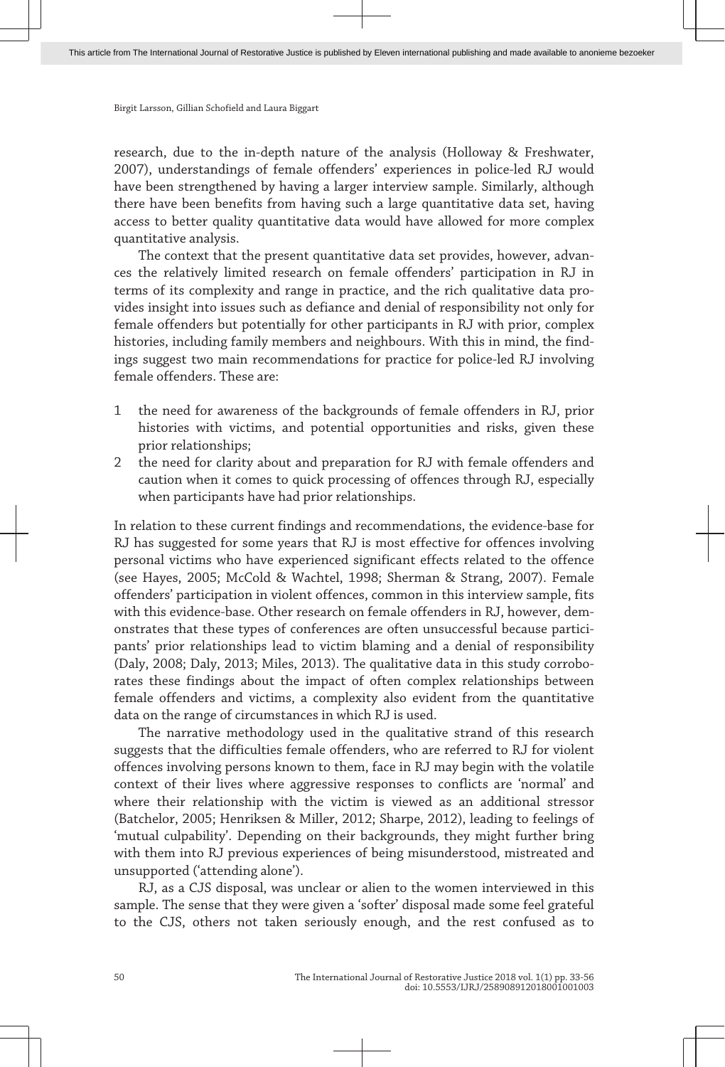research, due to the in-depth nature of the analysis (Holloway & Freshwater, 2007), understandings of female offenders' experiences in police-led RJ would have been strengthened by having a larger interview sample. Similarly, although there have been benefits from having such a large quantitative data set, having access to better quality quantitative data would have allowed for more complex quantitative analysis.

The context that the present quantitative data set provides, however, advances the relatively limited research on female offenders' participation in RJ in terms of its complexity and range in practice, and the rich qualitative data provides insight into issues such as defiance and denial of responsibility not only for female offenders but potentially for other participants in RJ with prior, complex histories, including family members and neighbours. With this in mind, the findings suggest two main recommendations for practice for police-led RJ involving female offenders. These are:

1. the need for awareness of the backgrounds of female offenders in RJ, prior histories with victims, and potential opportunities and risks, given these prior relationships;
2. the need for clarity about and preparation for RJ with female offenders and caution when it comes to quick processing of offences through RJ, especially when participants have had prior relationships.

In relation to these current findings and recommendations, the evidence-base for RJ has suggested for some years that RJ is most effective for offences involving personal victims who have experienced significant effects related to the offence (see Hayes, 2005; McCold & Wachtel, 1998; Sherman & Strang, 2007). Female offenders' participation in violent offences, common in this interview sample, fits with this evidence-base. Other research on female offenders in RJ, however, demonstrates that these types of conferences are often unsuccessful because participants' prior relationships lead to victim blaming and a denial of responsibility (Daly, 2008; Daly, 2013; Miles, 2013). The qualitative data in this study corroborates these findings about the impact of often complex relationships between female offenders and victims, a complexity also evident from the quantitative data on the range of circumstances in which RJ is used.

The narrative methodology used in the qualitative strand of this research suggests that the difficulties female offenders, who are referred to RJ for violent offences involving persons known to them, face in RJ may begin with the volatile context of their lives where aggressive responses to conflicts are 'normal' and where their relationship with the victim is viewed as an additional stressor (Batchelor, 2005; Henriksen & Miller, 2012; Sharpe, 2012), leading to feelings of 'mutual culpability'. Depending on their backgrounds, they might further bring with them into RJ previous experiences of being misunderstood, mistreated and unsupported ('attending alone').

RJ, as a CJS disposal, was unclear or alien to the women interviewed in this sample. The sense that they were given a 'softer' disposal made some feel grateful to the CJS, others not taken seriously enough, and the rest confused as to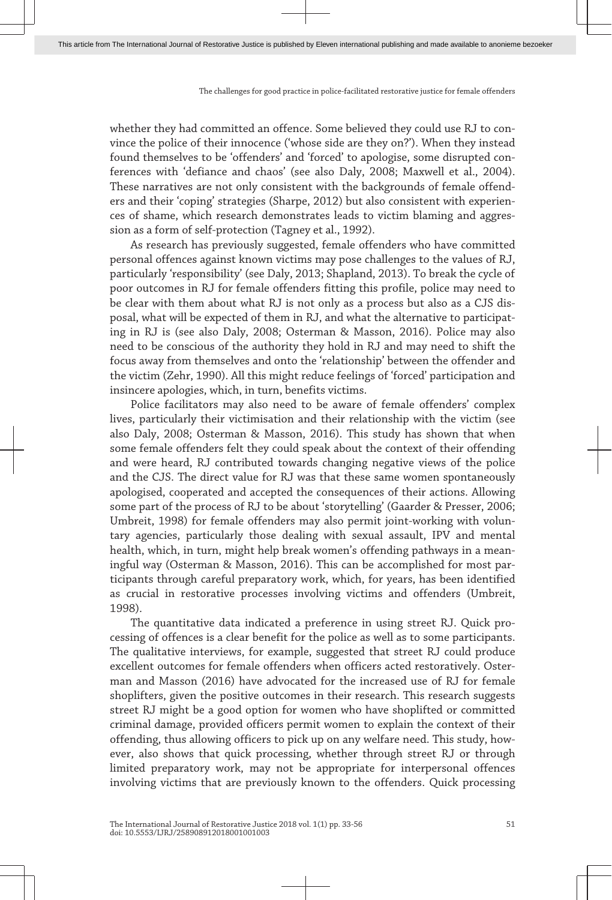whether they had committed an offence. Some believed they could use RJ to convince the police of their innocence ('whose side are they on?'). When they instead found themselves to be 'offenders' and 'forced' to apologise, some disrupted conferences with 'defiance and chaos' (see also Daly, 2008; Maxwell et al., 2004). These narratives are not only consistent with the backgrounds of female offenders and their 'coping' strategies (Sharpe, 2012) but also consistent with experiences of shame, which research demonstrates leads to victim blaming and aggression as a form of self-protection (Tagney et al., 1992).

As research has previously suggested, female offenders who have committed personal offences against known victims may pose challenges to the values of RJ, particularly 'responsibility' (see Daly, 2013; Shapland, 2013). To break the cycle of poor outcomes in RJ for female offenders fitting this profile, police may need to be clear with them about what RJ is not only as a process but also as a CJS disposal, what will be expected of them in RJ, and what the alternative to participating in RJ is (see also Daly, 2008; Osterman & Masson, 2016). Police may also need to be conscious of the authority they hold in RJ and may need to shift the focus away from themselves and onto the 'relationship' between the offender and the victim (Zehr, 1990). All this might reduce feelings of 'forced' participation and insincere apologies, which, in turn, benefits victims.

Police facilitators may also need to be aware of female offenders' complex lives, particularly their victimisation and their relationship with the victim (see also Daly, 2008; Osterman & Masson, 2016). This study has shown that when some female offenders felt they could speak about the context of their offending and were heard, RJ contributed towards changing negative views of the police and the CJS. The direct value for RJ was that these same women spontaneously apologised, cooperated and accepted the consequences of their actions. Allowing some part of the process of RJ to be about 'storytelling' (Gaarder & Presser, 2006; Umbreit, 1998) for female offenders may also permit joint-working with voluntary agencies, particularly those dealing with sexual assault, IPV and mental health, which, in turn, might help break women's offending pathways in a meaningful way (Osterman & Masson, 2016). This can be accomplished for most participants through careful preparatory work, which, for years, has been identified as crucial in restorative processes involving victims and offenders (Umbreit, 1998).

The quantitative data indicated a preference in using street RJ. Quick processing of offences is a clear benefit for the police as well as to some participants. The qualitative interviews, for example, suggested that street RJ could produce excellent outcomes for female offenders when officers acted restoratively. Osterman and Masson (2016) have advocated for the increased use of RJ for female shoplifters, given the positive outcomes in their research. This research suggests street RJ might be a good option for women who have shoplifted or committed criminal damage, provided officers permit women to explain the context of their offending, thus allowing officers to pick up on any welfare need. This study, however, also shows that quick processing, whether through street RJ or through limited preparatory work, may not be appropriate for interpersonal offences involving victims that are previously known to the offenders. Quick processing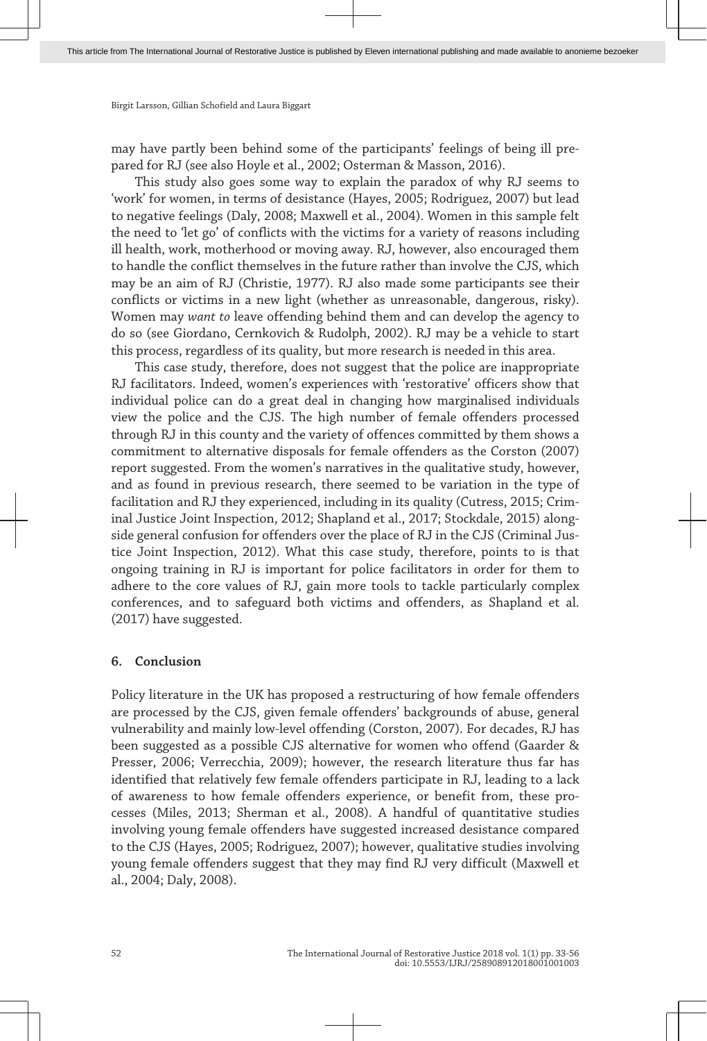may have partly been behind some of the participants' feelings of being ill prepared for RJ (see also Hoyle et al., 2002; Osterman & Masson, 2016).

This study also goes some way to explain the paradox of why RJ seems to 'work' for women, in terms of desistance (Hayes, 2005; Rodriguez, 2007) but lead to negative feelings (Daly, 2008; Maxwell et al., 2004). Women in this sample felt the need to 'let go' of conflicts with the victims for a variety of reasons including ill health, work, motherhood or moving away. RJ, however, also encouraged them to handle the conflict themselves in the future rather than involve the CJS, which may be an aim of RJ (Christie, 1977). RJ also made some participants see their conflicts or victims in a new light (whether as unreasonable, dangerous, risky). Women may *want to* leave offending behind them and can develop the agency to do so (see Giordano, Cernkovich & Rudolph, 2002). RJ may be a vehicle to start this process, regardless of its quality, but more research is needed in this area.

This case study, therefore, does not suggest that the police are inappropriate RJ facilitators. Indeed, women's experiences with 'restorative' officers show that individual police can do a great deal in changing how marginalised individuals view the police and the CJS. The high number of female offenders processed through RJ in this county and the variety of offences committed by them shows a commitment to alternative disposals for female offenders as the Corston (2007) report suggested. From the women's narratives in the qualitative study, however, and as found in previous research, there seemed to be variation in the type of facilitation and RJ they experienced, including in its quality (Cutress, 2015; Criminal Justice Joint Inspection, 2012; Shapland et al., 2017; Stockdale, 2015) alongside general confusion for offenders over the place of RJ in the CJS (Criminal Justice Joint Inspection, 2012). What this case study, therefore, points to is that ongoing training in RJ is important for police facilitators in order for them to adhere to the core values of RJ, gain more tools to tackle particularly complex conferences, and to safeguard both victims and offenders, as Shapland et al. (2017) have suggested.

## 6. Conclusion

Policy literature in the UK has proposed a restructuring of how female offenders are processed by the CJS, given female offenders' backgrounds of abuse, general vulnerability and mainly low-level offending (Corston, 2007). For decades, RJ has been suggested as a possible CJS alternative for women who offend (Gaarder & Presser, 2006; Verrecchia, 2009); however, the research literature thus far has identified that relatively few female offenders participate in RJ, leading to a lack of awareness to how female offenders experience, or benefit from, these processes (Miles, 2013; Sherman et al., 2008). A handful of quantitative studies involving young female offenders have suggested increased desistance compared to the CJS (Hayes, 2005; Rodriguez, 2007); however, qualitative studies involving young female offenders suggest that they may find RJ very difficult (Maxwell et al., 2004; Daly, 2008).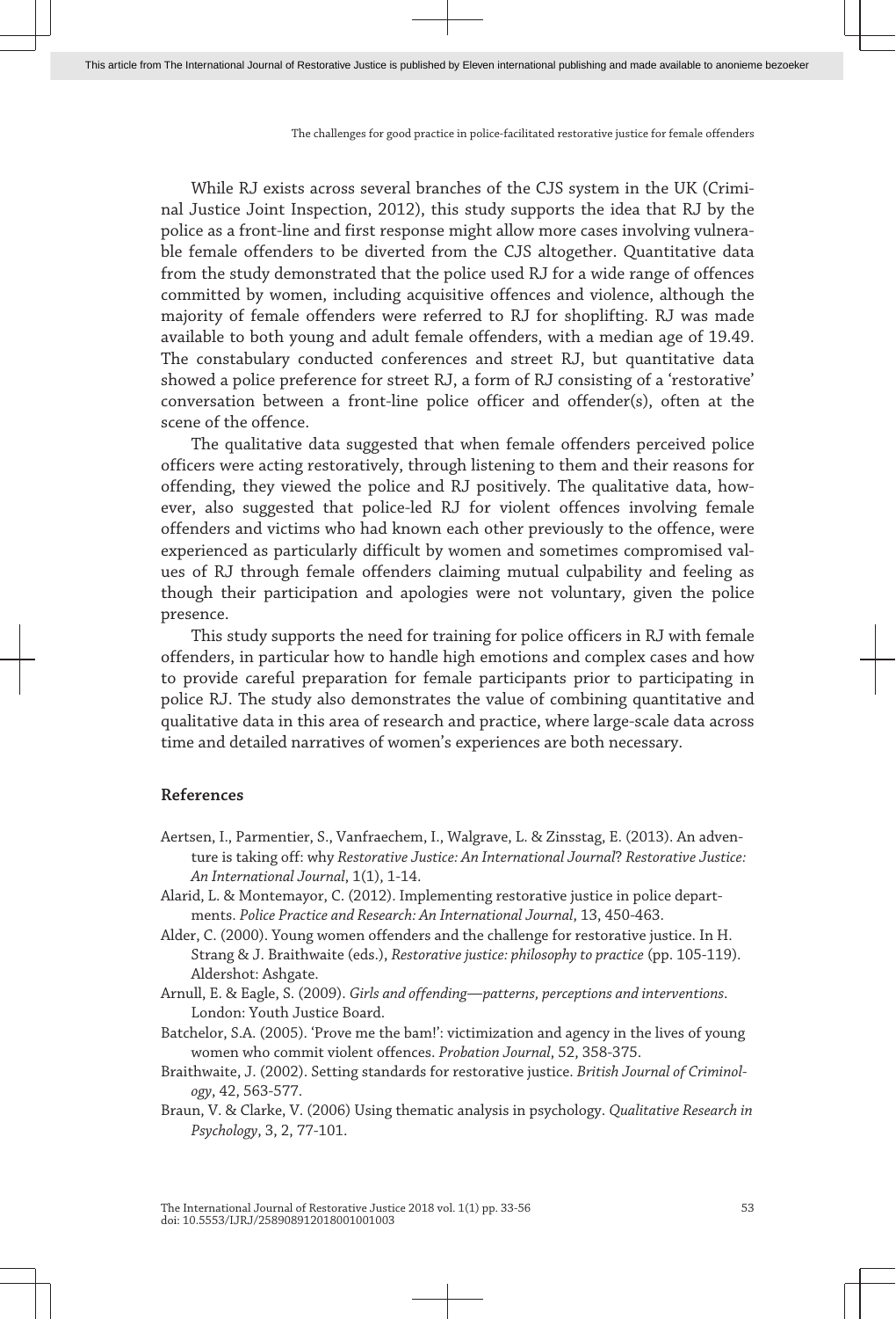While RJ exists across several branches of the CJS system in the UK (Criminal Justice Joint Inspection, 2012), this study supports the idea that RJ by the police as a front-line and first response might allow more cases involving vulnerable female offenders to be diverted from the CJS altogether. Quantitative data from the study demonstrated that the police used RJ for a wide range of offences committed by women, including acquisitive offences and violence, although the majority of female offenders were referred to RJ for shoplifting. RJ was made available to both young and adult female offenders, with a median age of 19.49. The constabulary conducted conferences and street RJ, but quantitative data showed a police preference for street RJ, a form of RJ consisting of a 'restorative' conversation between a front-line police officer and offender(s), often at the scene of the offence.

The qualitative data suggested that when female offenders perceived police officers were acting restoratively, through listening to them and their reasons for offending, they viewed the police and RJ positively. The qualitative data, however, also suggested that police-led RJ for violent offences involving female offenders and victims who had known each other previously to the offence, were experienced as particularly difficult by women and sometimes compromised values of RJ through female offenders claiming mutual culpability and feeling as though their participation and apologies were not voluntary, given the police presence.

This study supports the need for training for police officers in RJ with female offenders, in particular how to handle high emotions and complex cases and how to provide careful preparation for female participants prior to participating in police RJ. The study also demonstrates the value of combining quantitative and qualitative data in this area of research and practice, where large-scale data across time and detailed narratives of women's experiences are both necessary.

## References

Aertsen, I., Parmentier, S., Vanfraechem, I., Walgrave, L. & Zinsstag, E. (2013). An adventure is taking off: why *Restorative Justice: An International Journal*? *Restorative Justice: An International Journal*, 1(1), 1-14.

Alarid, L. & Montemayor, C. (2012). Implementing restorative justice in police departments. *Police Practice and Research: An International Journal*, 13, 450-463.

Alder, C. (2000). Young women offenders and the challenge for restorative justice. In H. Strang & J. Braithwaite (eds.), *Restorative justice: philosophy to practice* (pp. 105-119). Aldershot: Ashgate.

Arnull, E. & Eagle, S. (2009). *Girls and offending—patterns, perceptions and interventions*. London: Youth Justice Board.

Batchelor, S.A. (2005). 'Prove me the bam!': victimization and agency in the lives of young women who commit violent offences. *Probation Journal*, 52, 358-375.

Braithwaite, J. (2002). Setting standards for restorative justice. *British Journal of Criminology*, 42, 563-577.

Braun, V. & Clarke, V. (2006) Using thematic analysis in psychology. *Qualitative Research in Psychology*, 3, 2, 77-101.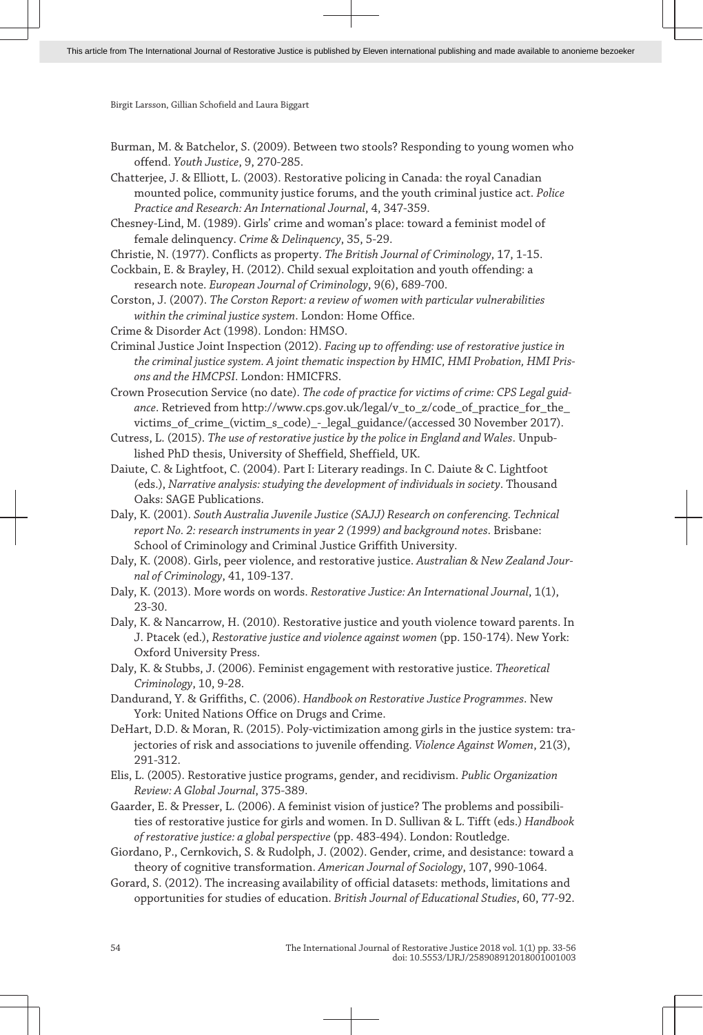Burman, M. & Batchelor, S. (2009). Between two stools? Responding to young women who offend. *Youth Justice*, 9, 270-285.

Chatterjee, J. & Elliott, L. (2003). Restorative policing in Canada: the royal Canadian mounted police, community justice forums, and the youth criminal justice act. *Police Practice and Research: An International Journal*, 4, 347-359.

Chesney-Lind, M. (1989). Girls' crime and woman's place: toward a feminist model of female delinquency. *Crime & Delinquency*, 35, 5-29.

Christie, N. (1977). Conflicts as property. *The British Journal of Criminology*, 17, 1-15.

Cockbain, E. & Brayley, H. (2012). Child sexual exploitation and youth offending: a research note. *European Journal of Criminology*, 9(6), 689-700.

Corston, J. (2007). *The Corston Report: a review of women with particular vulnerabilities within the criminal justice system*. London: Home Office.

Crime & Disorder Act (1998). London: HMSO.

Criminal Justice Joint Inspection (2012). *Facing up to offending: use of restorative justice in the criminal justice system. A joint thematic inspection by HMIC, HMI Probation, HMI Prisons and the HMCPSI*. London: HMICFRS.

Crown Prosecution Service (no date). *The code of practice for victims of crime: CPS Legal guidance*. Retrieved from http://www.cps.gov.uk/legal/v_to_z/code_of_practice_for_the_victims_of_crime_(victim_s_code)_-_legal_guidance/(accessed 30 November 2017).

Cutress, L. (2015). *The use of restorative justice by the police in England and Wales*. Unpublished PhD thesis, University of Sheffield, Sheffield, UK.

Daiute, C. & Lightfoot, C. (2004). Part I: Literary readings. In C. Daiute & C. Lightfoot (eds.), *Narrative analysis: studying the development of individuals in society*. Thousand Oaks: SAGE Publications.

Daly, K. (2001). *South Australia Juvenile Justice (SAJJ) Research on conferencing. Technical report No. 2: research instruments in year 2 (1999) and background notes*. Brisbane: School of Criminology and Criminal Justice Griffith University.

Daly, K. (2008). Girls, peer violence, and restorative justice. *Australian & New Zealand Journal of Criminology*, 41, 109-137.

Daly, K. (2013). More words on words. *Restorative Justice: An International Journal*, 1(1), 23-30.

Daly, K. & Nancarrow, H. (2010). Restorative justice and youth violence toward parents. In J. Ptacek (ed.), *Restorative justice and violence against women* (pp. 150-174). New York: Oxford University Press.

Daly, K. & Stubbs, J. (2006). Feminist engagement with restorative justice. *Theoretical Criminology*, 10, 9-28.

Dandurand, Y. & Griffiths, C. (2006). *Handbook on Restorative Justice Programmes*. New York: United Nations Office on Drugs and Crime.

DeHart, D.D. & Moran, R. (2015). Poly-victimization among girls in the justice system: trajectories of risk and associations to juvenile offending. *Violence Against Women*, 21(3), 291-312.

Elis, L. (2005). Restorative justice programs, gender, and recidivism. *Public Organization Review: A Global Journal*, 375-389.

Gaarder, E. & Presser, L. (2006). A feminist vision of justice? The problems and possibilities of restorative justice for girls and women. In D. Sullivan & L. Tifft (eds.) *Handbook of restorative justice: a global perspective* (pp. 483-494). London: Routledge.

Giordano, P., Cernkovich, S. & Rudolph, J. (2002). Gender, crime, and desistance: toward a theory of cognitive transformation. *American Journal of Sociology*, 107, 990-1064.

Gorard, S. (2012). The increasing availability of official datasets: methods, limitations and opportunities for studies of education. *British Journal of Educational Studies*, 60, 77-92.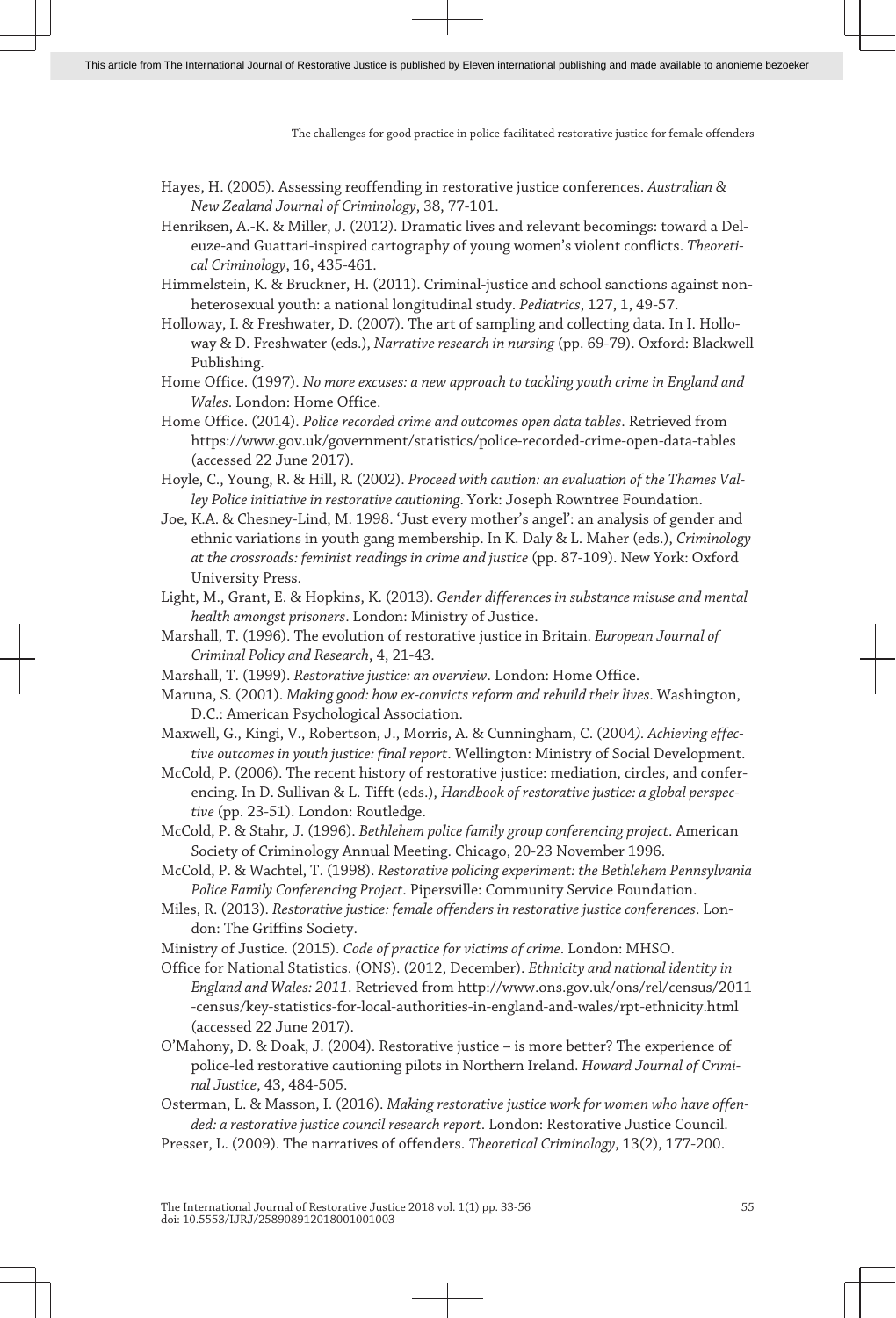Hayes, H. (2005). Assessing reoffending in restorative justice conferences. *Australian & New Zealand Journal of Criminology*, 38, 77-101.

Henriksen, A.-K. & Miller, J. (2012). Dramatic lives and relevant becomings: toward a Deleuze-and Guattari-inspired cartography of young women's violent conflicts. *Theoretical Criminology*, 16, 435-461.

Himmelstein, K. & Bruckner, H. (2011). Criminal-justice and school sanctions against non-heterosexual youth: a national longitudinal study. *Pediatrics*, 127, 1, 49-57.

Holloway, I. & Freshwater, D. (2007). The art of sampling and collecting data. In I. Holloway & D. Freshwater (eds.), *Narrative research in nursing* (pp. 69-79). Oxford: Blackwell Publishing.

Home Office. (1997). *No more excuses: a new approach to tackling youth crime in England and Wales*. London: Home Office.

Home Office. (2014). *Police recorded crime and outcomes open data tables*. Retrieved from https://www.gov.uk/government/statistics/police-recorded-crime-open-data-tables (accessed 22 June 2017).

Hoyle, C., Young, R. & Hill, R. (2002). *Proceed with caution: an evaluation of the Thames Valley Police initiative in restorative cautioning*. York: Joseph Rowntree Foundation.

Joe, K.A. & Chesney-Lind, M. 1998. 'Just every mother's angel': an analysis of gender and ethnic variations in youth gang membership. In K. Daly & L. Maher (eds.), *Criminology at the crossroads: feminist readings in crime and justice* (pp. 87-109). New York: Oxford University Press.

Light, M., Grant, E. & Hopkins, K. (2013). *Gender differences in substance misuse and mental health amongst prisoners*. London: Ministry of Justice.

Marshall, T. (1996). The evolution of restorative justice in Britain. *European Journal of Criminal Policy and Research*, 4, 21-43.

Marshall, T. (1999). *Restorative justice: an overview*. London: Home Office.

Maruna, S. (2001). *Making good: how ex-convicts reform and rebuild their lives*. Washington, D.C.: American Psychological Association.

Maxwell, G., Kingi, V., Robertson, J., Morris, A. & Cunningham, C. (2004*). Achieving effective outcomes in youth justice: final report*. Wellington: Ministry of Social Development.

McCold, P. (2006). The recent history of restorative justice: mediation, circles, and conferencing. In D. Sullivan & L. Tifft (eds.), *Handbook of restorative justice: a global perspective* (pp. 23-51). London: Routledge.

McCold, P. & Stahr, J. (1996). *Bethlehem police family group conferencing project*. American Society of Criminology Annual Meeting. Chicago, 20-23 November 1996.

McCold, P. & Wachtel, T. (1998). *Restorative policing experiment: the Bethlehem Pennsylvania Police Family Conferencing Project*. Pipersville: Community Service Foundation.

Miles, R. (2013). *Restorative justice: female offenders in restorative justice conferences*. London: The Griffins Society.

Ministry of Justice. (2015). *Code of practice for victims of crime*. London: MHSO.

Office for National Statistics. (ONS). (2012, December). *Ethnicity and national identity in England and Wales: 2011*. Retrieved from http://www.ons.gov.uk/ons/rel/census/2011-census/key-statistics-for-local-authorities-in-england-and-wales/rpt-ethnicity.html (accessed 22 June 2017).

O'Mahony, D. & Doak, J. (2004). Restorative justice – is more better? The experience of police-led restorative cautioning pilots in Northern Ireland. *Howard Journal of Criminal Justice*, 43, 484-505.

Osterman, L. & Masson, I. (2016). *Making restorative justice work for women who have offended: a restorative justice council research report*. London: Restorative Justice Council.

Presser, L. (2009). The narratives of offenders. *Theoretical Criminology*, 13(2), 177-200.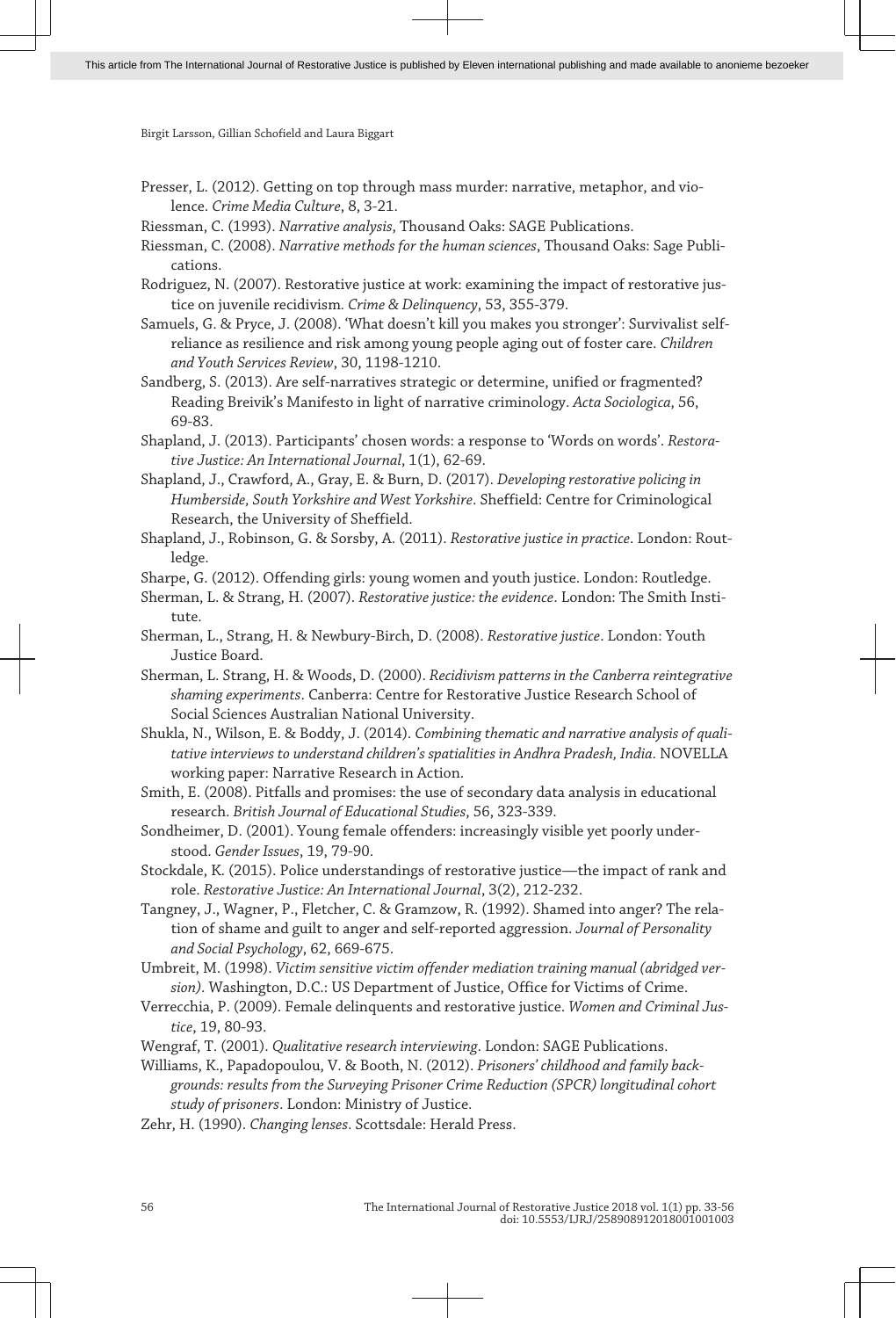Presser, L. (2012). Getting on top through mass murder: narrative, metaphor, and violence. *Crime Media Culture*, 8, 3-21.

Riessman, C. (1993). *Narrative analysis*, Thousand Oaks: SAGE Publications.

Riessman, C. (2008). *Narrative methods for the human sciences*, Thousand Oaks: Sage Publications.

Rodriguez, N. (2007). Restorative justice at work: examining the impact of restorative justice on juvenile recidivism. *Crime & Delinquency*, 53, 355-379.

Samuels, G. & Pryce, J. (2008). 'What doesn't kill you makes you stronger': Survivalist self-reliance as resilience and risk among young people aging out of foster care. *Children and Youth Services Review*, 30, 1198-1210.

Sandberg, S. (2013). Are self-narratives strategic or determine, unified or fragmented? Reading Breivik's Manifesto in light of narrative criminology. *Acta Sociologica*, 56, 69-83.

Shapland, J. (2013). Participants' chosen words: a response to 'Words on words'. *Restorative Justice: An International Journal*, 1(1), 62-69.

Shapland, J., Crawford, A., Gray, E. & Burn, D. (2017). *Developing restorative policing in Humberside, South Yorkshire and West Yorkshire*. Sheffield: Centre for Criminological Research, the University of Sheffield.

Shapland, J., Robinson, G. & Sorsby, A. (2011). *Restorative justice in practice*. London: Routledge.

Sharpe, G. (2012). Offending girls: young women and youth justice. London: Routledge.

Sherman, L. & Strang, H. (2007). *Restorative justice: the evidence*. London: The Smith Institute.

Sherman, L., Strang, H. & Newbury-Birch, D. (2008). *Restorative justice*. London: Youth Justice Board.

Sherman, L. Strang, H. & Woods, D. (2000). *Recidivism patterns in the Canberra reintegrative shaming experiments*. Canberra: Centre for Restorative Justice Research School of Social Sciences Australian National University.

Shukla, N., Wilson, E. & Boddy, J. (2014). *Combining thematic and narrative analysis of qualitative interviews to understand children's spatialities in Andhra Pradesh, India*. NOVELLA working paper: Narrative Research in Action.

Smith, E. (2008). Pitfalls and promises: the use of secondary data analysis in educational research. *British Journal of Educational Studies*, 56, 323-339.

Sondheimer, D. (2001). Young female offenders: increasingly visible yet poorly understood. *Gender Issues*, 19, 79-90.

Stockdale, K. (2015). Police understandings of restorative justice—the impact of rank and role. *Restorative Justice: An International Journal*, 3(2), 212-232.

Tangney, J., Wagner, P., Fletcher, C. & Gramzow, R. (1992). Shamed into anger? The relation of shame and guilt to anger and self-reported aggression. *Journal of Personality and Social Psychology*, 62, 669-675.

Umbreit, M. (1998). *Victim sensitive victim offender mediation training manual (abridged version)*. Washington, D.C.: US Department of Justice, Office for Victims of Crime.

Verrecchia, P. (2009). Female delinquents and restorative justice. *Women and Criminal Justice*, 19, 80-93.

Wengraf, T. (2001). *Qualitative research interviewing*. London: SAGE Publications.

Williams, K., Papadopoulou, V. & Booth, N. (2012). *Prisoners' childhood and family backgrounds: results from the Surveying Prisoner Crime Reduction (SPCR) longitudinal cohort study of prisoners*. London: Ministry of Justice.

Zehr, H. (1990). *Changing lenses*. Scottsdale: Herald Press.